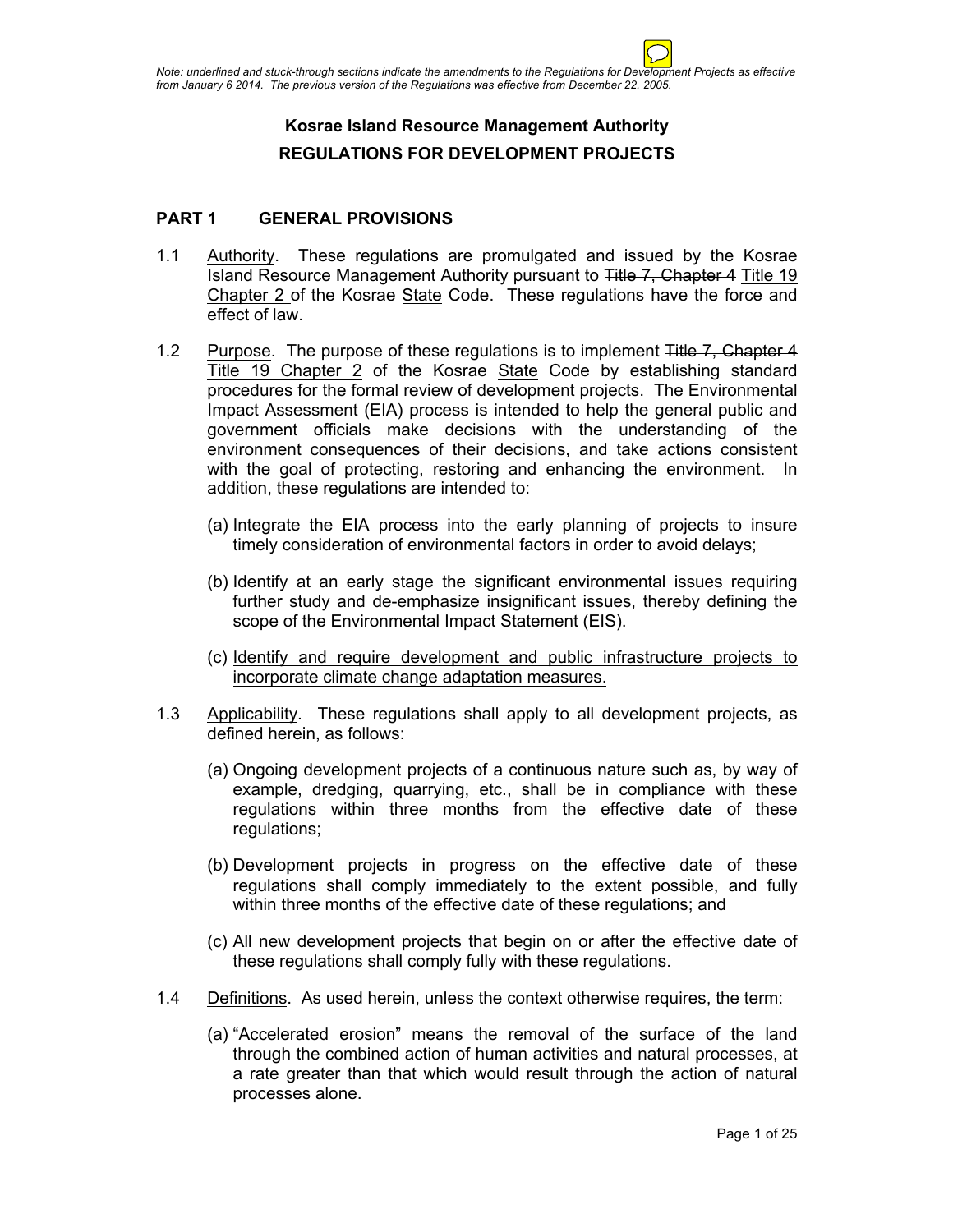*Note: underlined and stuck-through sections indicate the amendments to the Regulations for Development Projects as effective from January 6 2014. The previous version of the Regulations was effective from December 22, 2005.*

**Kosrae Island Resource Management Authority**

**REGULATIONS FOR DEVELOPMENT PROJECTS**

## PART 1 GENERAL PROVISIONS

1.1 <u>Authority</u>. These regulations are promulgated and issued by the Kosrae Island Resource Management Authority pursuant to ~~Title 7, Chapter 4~~ <u>Title 19 Chapter 2</u> of the Kosrae <u>State</u> Code. These regulations have the force and effect of law.

1.2 <u>Purpose</u>. The purpose of these regulations is to implement ~~Title 7, Chapter 4~~ <u>Title 19 Chapter 2</u> of the Kosrae <u>State</u> Code by establishing standard procedures for the formal review of development projects. The Environmental Impact Assessment (EIA) process is intended to help the general public and government officials make decisions with the understanding of the environment consequences of their decisions, and take actions consistent with the goal of protecting, restoring and enhancing the environment. In addition, these regulations are intended to:

(a) Integrate the EIA process into the early planning of projects to insure timely consideration of environmental factors in order to avoid delays;

(b) Identify at an early stage the significant environmental issues requiring further study and de-emphasize insignificant issues, thereby defining the scope of the Environmental Impact Statement (EIS).

(c) <u>Identify and require development and public infrastructure projects to incorporate climate change adaptation measures.</u>

1.3 <u>Applicability</u>. These regulations shall apply to all development projects, as defined herein, as follows:

(a) Ongoing development projects of a continuous nature such as, by way of example, dredging, quarrying, etc., shall be in compliance with these regulations within three months from the effective date of these regulations;

(b) Development projects in progress on the effective date of these regulations shall comply immediately to the extent possible, and fully within three months of the effective date of these regulations; and

(c) All new development projects that begin on or after the effective date of these regulations shall comply fully with these regulations.

1.4 <u>Definitions</u>. As used herein, unless the context otherwise requires, the term:

(a) "Accelerated erosion" means the removal of the surface of the land through the combined action of human activities and natural processes, at a rate greater than that which would result through the action of natural processes alone.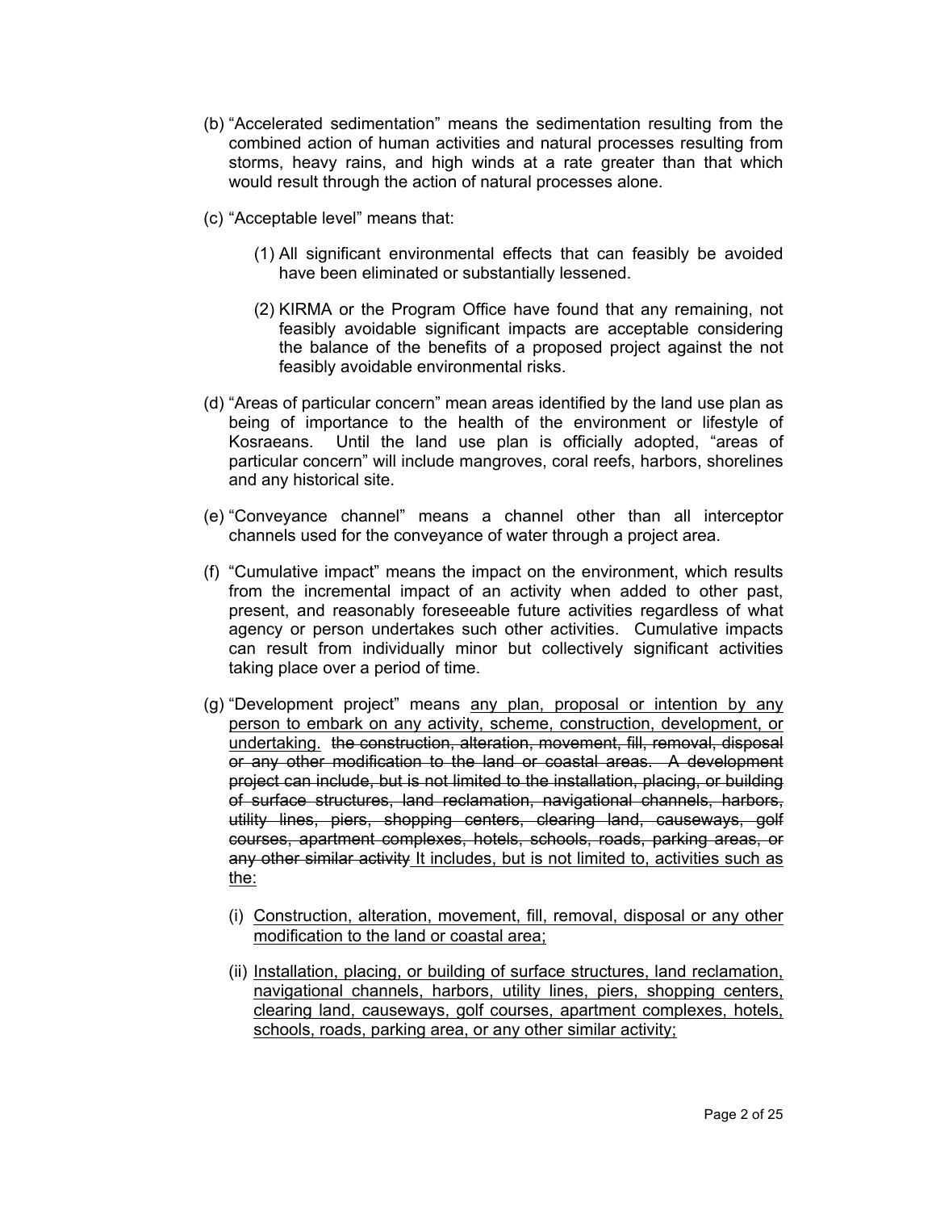(b) "Accelerated sedimentation" means the sedimentation resulting from the combined action of human activities and natural processes resulting from storms, heavy rains, and high winds at a rate greater than that which would result through the action of natural processes alone.

(c) "Acceptable level" means that:

(1) All significant environmental effects that can feasibly be avoided have been eliminated or substantially lessened.

(2) KIRMA or the Program Office have found that any remaining, not feasibly avoidable significant impacts are acceptable considering the balance of the benefits of a proposed project against the not feasibly avoidable environmental risks.

(d) "Areas of particular concern" mean areas identified by the land use plan as being of importance to the health of the environment or lifestyle of Kosraeans. Until the land use plan is officially adopted, "areas of particular concern" will include mangroves, coral reefs, harbors, shorelines and any historical site.

(e) "Conveyance channel" means a channel other than all interceptor channels used for the conveyance of water through a project area.

(f) "Cumulative impact" means the impact on the environment, which results from the incremental impact of an activity when added to other past, present, and reasonably foreseeable future activities regardless of what agency or person undertakes such other activities. Cumulative impacts can result from individually minor but collectively significant activities taking place over a period of time.

(g) "Development project" means <u>any plan, proposal or intention by any person to embark on any activity, scheme, construction, development, or undertaking.</u> ~~the construction, alteration, movement, fill, removal, disposal or any other modification to the land or coastal areas. A development project can include, but is not limited to the installation, placing, or building of surface structures, land reclamation, navigational channels, harbors, utility lines, piers, shopping centers, clearing land, causeways, golf courses, apartment complexes, hotels, schools, roads, parking areas, or any other similar activity~~ <u>It includes, but is not limited to, activities such as the:</u>

(i) <u>Construction, alteration, movement, fill, removal, disposal or any other modification to the land or coastal area;</u>

(ii) <u>Installation, placing, or building of surface structures, land reclamation, navigational channels, harbors, utility lines, piers, shopping centers, clearing land, causeways, golf courses, apartment complexes, hotels, schools, roads, parking area, or any other similar activity;</u>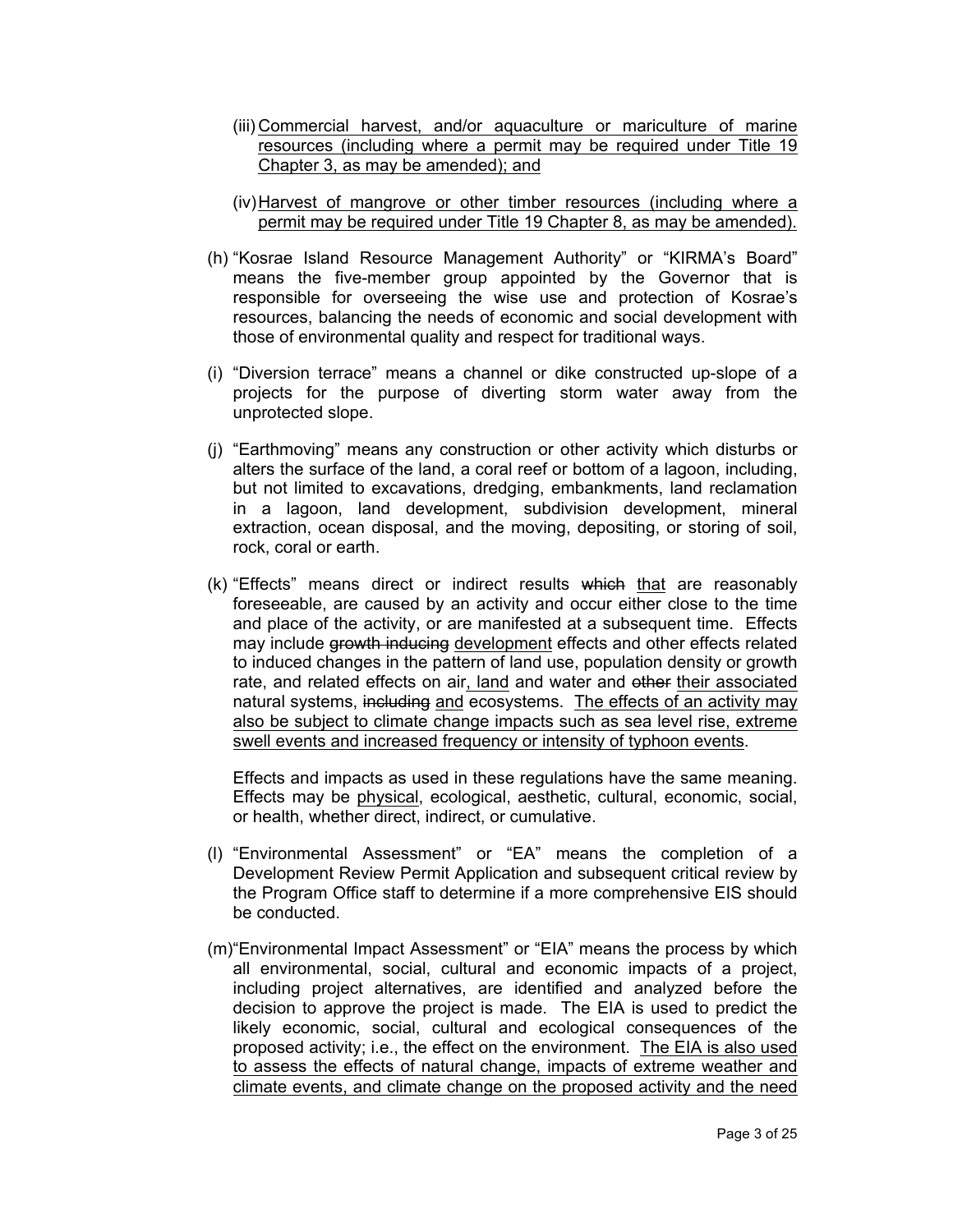(iii) <u>Commercial harvest, and/or aquaculture or mariculture of marine resources (including where a permit may be required under Title 19 Chapter 3, as may be amended); and</u>

(iv) <u>Harvest of mangrove or other timber resources (including where a permit may be required under Title 19 Chapter 8, as may be amended).</u>

(h) "Kosrae Island Resource Management Authority" or "KIRMA's Board" means the five-member group appointed by the Governor that is responsible for overseeing the wise use and protection of Kosrae's resources, balancing the needs of economic and social development with those of environmental quality and respect for traditional ways.

(i) "Diversion terrace" means a channel or dike constructed up-slope of a projects for the purpose of diverting storm water away from the unprotected slope.

(j) "Earthmoving" means any construction or other activity which disturbs or alters the surface of the land, a coral reef or bottom of a lagoon, including, but not limited to excavations, dredging, embankments, land reclamation in a lagoon, land development, subdivision development, mineral extraction, ocean disposal, and the moving, depositing, or storing of soil, rock, coral or earth.

(k) "Effects" means direct or indirect results ~~which~~ <u>that</u> are reasonably foreseeable, are caused by an activity and occur either close to the time and place of the activity, or are manifested at a subsequent time. Effects may include ~~growth inducing~~ <u>development</u> effects and other effects related to induced changes in the pattern of land use, population density or growth rate, and related effects on air<u>, land</u> and water and ~~other~~ <u>their associated</u> natural systems, ~~including~~ <u>and</u> ecosystems. <u>The effects of an activity may also be subject to climate change impacts such as sea level rise, extreme swell events and increased frequency or intensity of typhoon events</u>.

Effects and impacts as used in these regulations have the same meaning. Effects may be <u>physical</u>, ecological, aesthetic, cultural, economic, social, or health, whether direct, indirect, or cumulative.

(l) "Environmental Assessment" or "EA" means the completion of a Development Review Permit Application and subsequent critical review by the Program Office staff to determine if a more comprehensive EIS should be conducted.

(m) "Environmental Impact Assessment" or "EIA" means the process by which all environmental, social, cultural and economic impacts of a project, including project alternatives, are identified and analyzed before the decision to approve the project is made. The EIA is used to predict the likely economic, social, cultural and ecological consequences of the proposed activity; i.e., the effect on the environment. <u>The EIA is also used to assess the effects of natural change, impacts of extreme weather and climate events, and climate change on the proposed activity and the need</u>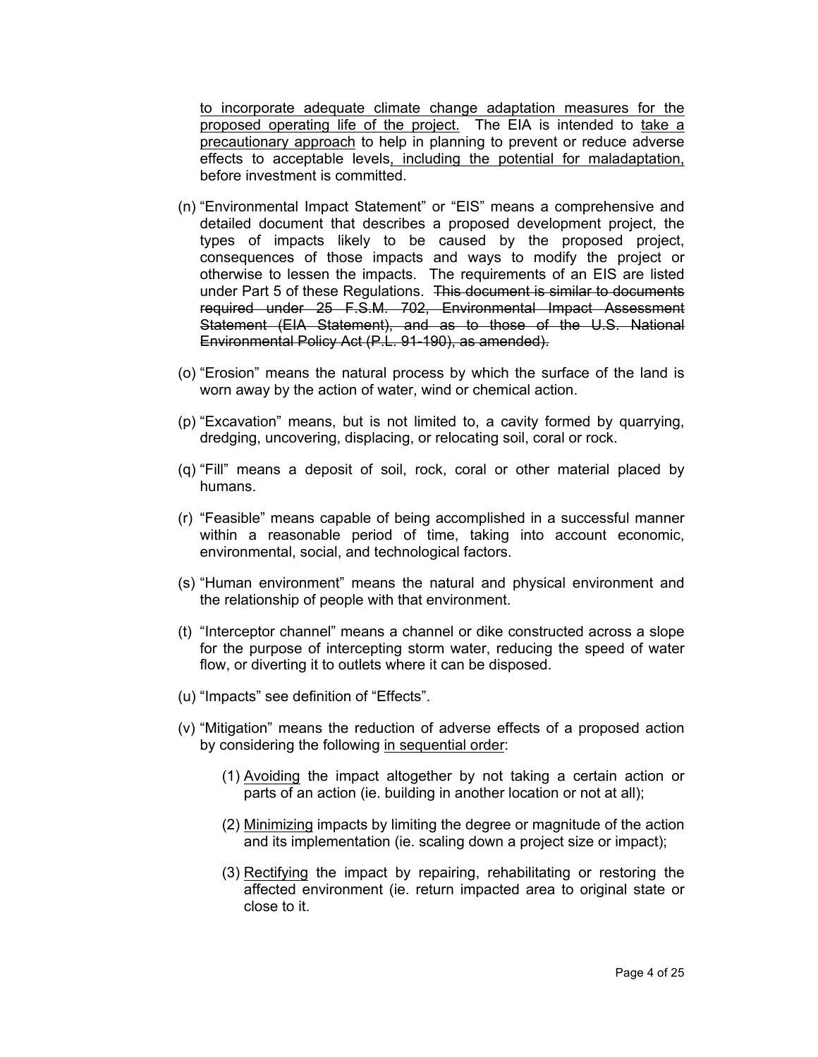to incorporate adequate climate change adaptation measures for the proposed operating life of the project. The EIA is intended to take a precautionary approach to help in planning to prevent or reduce adverse effects to acceptable levels, including the potential for maladaptation, before investment is committed.

(n) "Environmental Impact Statement" or "EIS" means a comprehensive and detailed document that describes a proposed development project, the types of impacts likely to be caused by the proposed project, consequences of those impacts and ways to modify the project or otherwise to lessen the impacts. The requirements of an EIS are listed under Part 5 of these Regulations. ~~This document is similar to documents required under 25 F.S.M. 702, Environmental Impact Assessment Statement (EIA Statement), and as to those of the U.S. National Environmental Policy Act (P.L. 91-190), as amended).~~

(o) "Erosion" means the natural process by which the surface of the land is worn away by the action of water, wind or chemical action.

(p) "Excavation" means, but is not limited to, a cavity formed by quarrying, dredging, uncovering, displacing, or relocating soil, coral or rock.

(q) "Fill" means a deposit of soil, rock, coral or other material placed by humans.

(r) "Feasible" means capable of being accomplished in a successful manner within a reasonable period of time, taking into account economic, environmental, social, and technological factors.

(s) "Human environment" means the natural and physical environment and the relationship of people with that environment.

(t) "Interceptor channel" means a channel or dike constructed across a slope for the purpose of intercepting storm water, reducing the speed of water flow, or diverting it to outlets where it can be disposed.

(u) "Impacts" see definition of "Effects".

(v) "Mitigation" means the reduction of adverse effects of a proposed action by considering the following in sequential order:

   (1) Avoiding the impact altogether by not taking a certain action or parts of an action (ie. building in another location or not at all);

   (2) Minimizing impacts by limiting the degree or magnitude of the action and its implementation (ie. scaling down a project size or impact);

   (3) Rectifying the impact by repairing, rehabilitating or restoring the affected environment (ie. return impacted area to original state or close to it.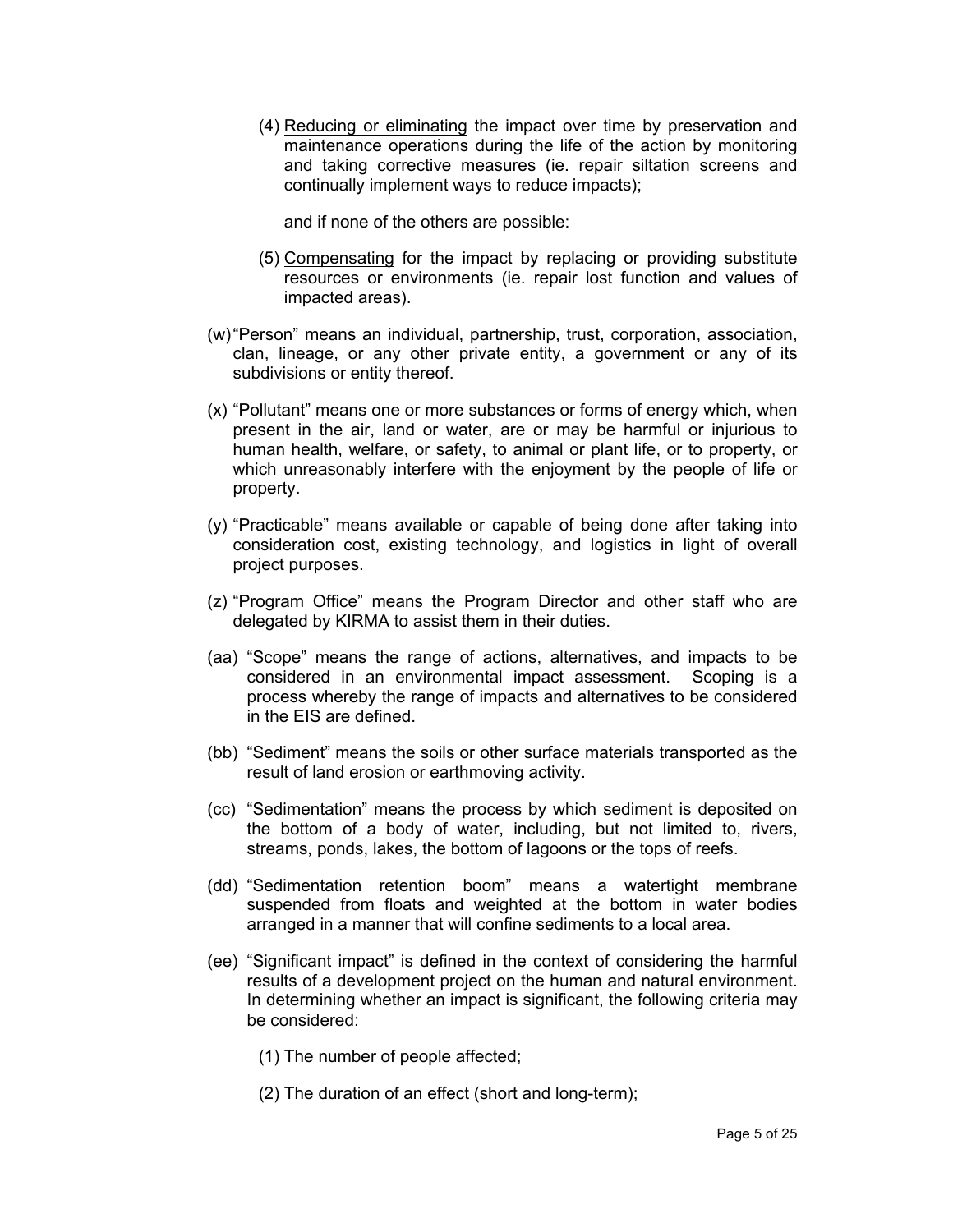(4) <u>Reducing or eliminating</u> the impact over time by preservation and maintenance operations during the life of the action by monitoring and taking corrective measures (ie. repair siltation screens and continually implement ways to reduce impacts);

and if none of the others are possible:

(5) <u>Compensating</u> for the impact by replacing or providing substitute resources or environments (ie. repair lost function and values of impacted areas).

(w) "Person" means an individual, partnership, trust, corporation, association, clan, lineage, or any other private entity, a government or any of its subdivisions or entity thereof.

(x) "Pollutant" means one or more substances or forms of energy which, when present in the air, land or water, are or may be harmful or injurious to human health, welfare, or safety, to animal or plant life, or to property, or which unreasonably interfere with the enjoyment by the people of life or property.

(y) "Practicable" means available or capable of being done after taking into consideration cost, existing technology, and logistics in light of overall project purposes.

(z) "Program Office" means the Program Director and other staff who are delegated by KIRMA to assist them in their duties.

(aa) "Scope" means the range of actions, alternatives, and impacts to be considered in an environmental impact assessment. Scoping is a process whereby the range of impacts and alternatives to be considered in the EIS are defined.

(bb) "Sediment" means the soils or other surface materials transported as the result of land erosion or earthmoving activity.

(cc) "Sedimentation" means the process by which sediment is deposited on the bottom of a body of water, including, but not limited to, rivers, streams, ponds, lakes, the bottom of lagoons or the tops of reefs.

(dd) "Sedimentation retention boom" means a watertight membrane suspended from floats and weighted at the bottom in water bodies arranged in a manner that will confine sediments to a local area.

(ee) "Significant impact" is defined in the context of considering the harmful results of a development project on the human and natural environment. In determining whether an impact is significant, the following criteria may be considered:

(1) The number of people affected;

(2) The duration of an effect (short and long-term);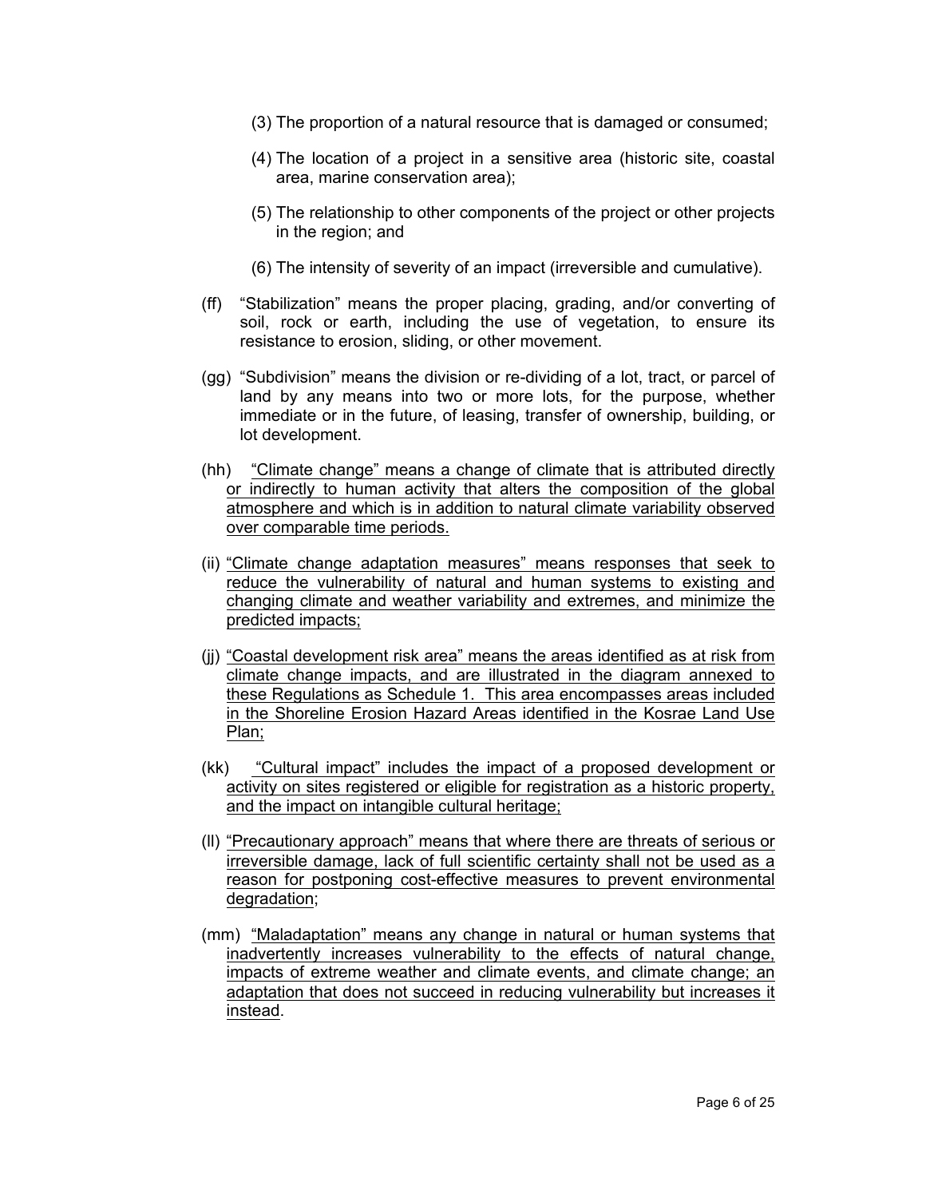(3) The proportion of a natural resource that is damaged or consumed;

(4) The location of a project in a sensitive area (historic site, coastal area, marine conservation area);

(5) The relationship to other components of the project or other projects in the region; and

(6) The intensity of severity of an impact (irreversible and cumulative).

(ff) "Stabilization" means the proper placing, grading, and/or converting of soil, rock or earth, including the use of vegetation, to ensure its resistance to erosion, sliding, or other movement.

(gg) "Subdivision" means the division or re-dividing of a lot, tract, or parcel of land by any means into two or more lots, for the purpose, whether immediate or in the future, of leasing, transfer of ownership, building, or lot development.

(hh) <u>"Climate change" means a change of climate that is attributed directly or indirectly to human activity that alters the composition of the global atmosphere and which is in addition to natural climate variability observed over comparable time periods.</u>

(ii) <u>"Climate change adaptation measures" means responses that seek to reduce the vulnerability of natural and human systems to existing and changing climate and weather variability and extremes, and minimize the predicted impacts;</u>

(jj) <u>"Coastal development risk area" means the areas identified as at risk from climate change impacts, and are illustrated in the diagram annexed to these Regulations as Schedule 1. This area encompasses areas included in the Shoreline Erosion Hazard Areas identified in the Kosrae Land Use Plan;</u>

(kk) <u>"Cultural impact" includes the impact of a proposed development or activity on sites registered or eligible for registration as a historic property, and the impact on intangible cultural heritage;</u>

(ll) <u>"Precautionary approach" means that where there are threats of serious or irreversible damage, lack of full scientific certainty shall not be used as a reason for postponing cost-effective measures to prevent environmental degradation</u>;

(mm) <u>"Maladaptation" means any change in natural or human systems that inadvertently increases vulnerability to the effects of natural change, impacts of extreme weather and climate events, and climate change; an adaptation that does not succeed in reducing vulnerability but increases it instead</u>.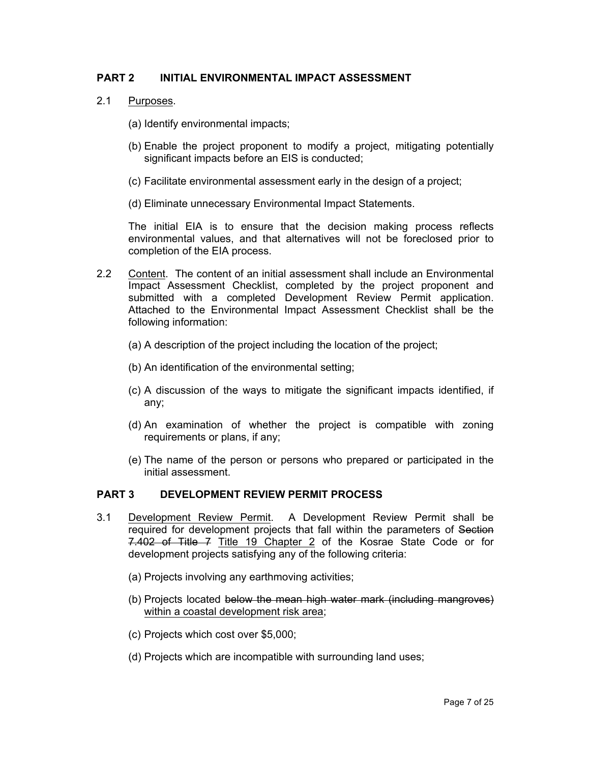## PART 2 INITIAL ENVIRONMENTAL IMPACT ASSESSMENT

2.1 <u>Purposes</u>.

(a) Identify environmental impacts;

(b) Enable the project proponent to modify a project, mitigating potentially significant impacts before an EIS is conducted;

(c) Facilitate environmental assessment early in the design of a project;

(d) Eliminate unnecessary Environmental Impact Statements.

The initial EIA is to ensure that the decision making process reflects environmental values, and that alternatives will not be foreclosed prior to completion of the EIA process.

2.2 <u>Content</u>. The content of an initial assessment shall include an Environmental Impact Assessment Checklist, completed by the project proponent and submitted with a completed Development Review Permit application. Attached to the Environmental Impact Assessment Checklist shall be the following information:

(a) A description of the project including the location of the project;

(b) An identification of the environmental setting;

(c) A discussion of the ways to mitigate the significant impacts identified, if any;

(d) An examination of whether the project is compatible with zoning requirements or plans, if any;

(e) The name of the person or persons who prepared or participated in the initial assessment.

## PART 3 DEVELOPMENT REVIEW PERMIT PROCESS

3.1 <u>Development Review Permit</u>. A Development Review Permit shall be required for development projects that fall within the parameters of ~~Section 7.402 of Title 7~~ <u>Title 19 Chapter 2</u> of the Kosrae State Code or for development projects satisfying any of the following criteria:

(a) Projects involving any earthmoving activities;

(b) Projects located ~~below the mean high water mark (including mangroves)~~ <u>within a coastal development risk area</u>;

(c) Projects which cost over $5,000;

(d) Projects which are incompatible with surrounding land uses;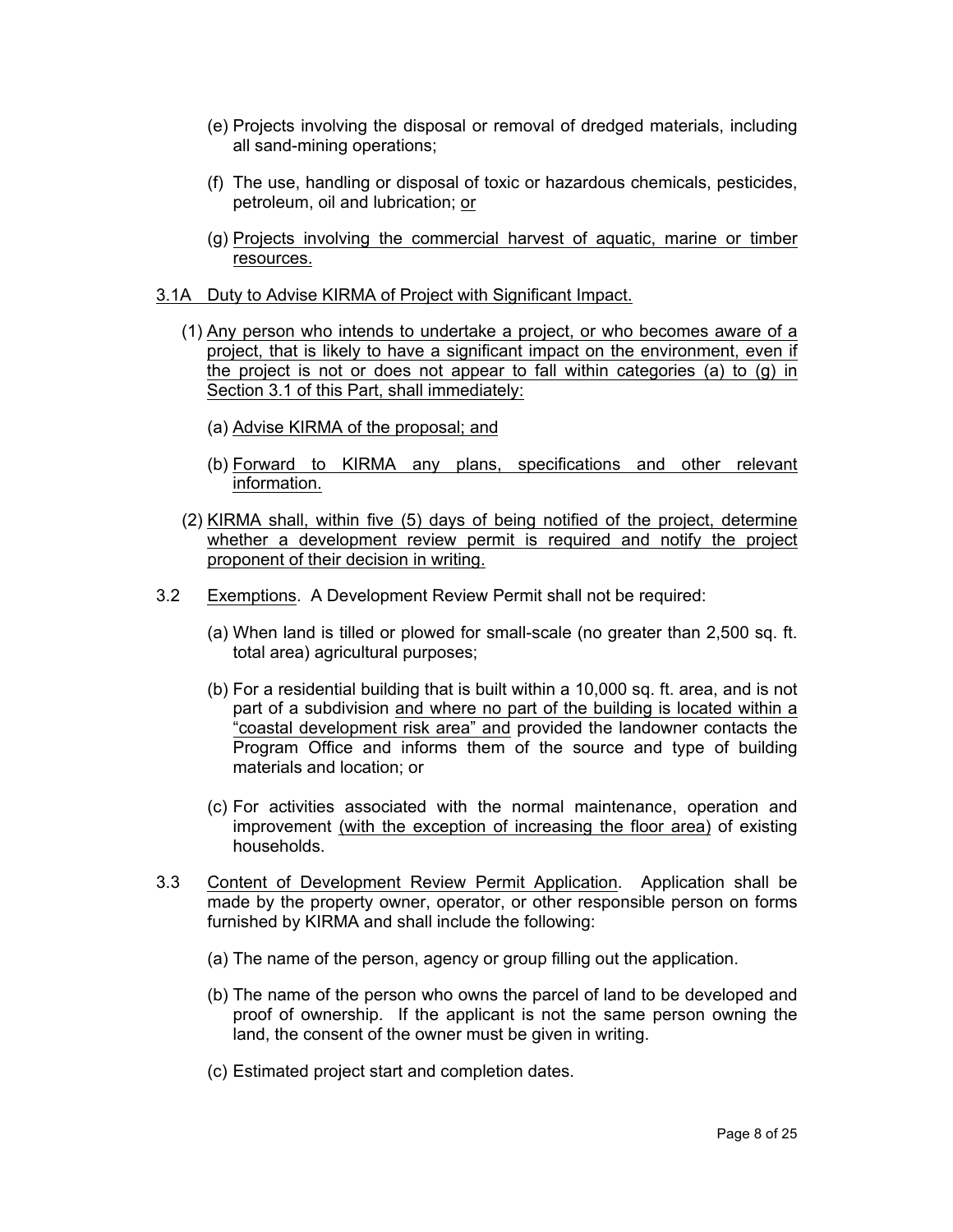(e) Projects involving the disposal or removal of dredged materials, including all sand-mining operations;

(f) The use, handling or disposal of toxic or hazardous chemicals, pesticides, petroleum, oil and lubrication; or

(g) Projects involving the commercial harvest of aquatic, marine or timber resources.

3.1A Duty to Advise KIRMA of Project with Significant Impact.

(1) Any person who intends to undertake a project, or who becomes aware of a project, that is likely to have a significant impact on the environment, even if the project is not or does not appear to fall within categories (a) to (g) in Section 3.1 of this Part, shall immediately:

(a) Advise KIRMA of the proposal; and

(b) Forward to KIRMA any plans, specifications and other relevant information.

(2) KIRMA shall, within five (5) days of being notified of the project, determine whether a development review permit is required and notify the project proponent of their decision in writing.

3.2 Exemptions. A Development Review Permit shall not be required:

(a) When land is tilled or plowed for small-scale (no greater than 2,500 sq. ft. total area) agricultural purposes;

(b) For a residential building that is built within a 10,000 sq. ft. area, and is not part of a subdivision and where no part of the building is located within a "coastal development risk area" and provided the landowner contacts the Program Office and informs them of the source and type of building materials and location; or

(c) For activities associated with the normal maintenance, operation and improvement (with the exception of increasing the floor area) of existing households.

3.3 Content of Development Review Permit Application. Application shall be made by the property owner, operator, or other responsible person on forms furnished by KIRMA and shall include the following:

(a) The name of the person, agency or group filling out the application.

(b) The name of the person who owns the parcel of land to be developed and proof of ownership. If the applicant is not the same person owning the land, the consent of the owner must be given in writing.

(c) Estimated project start and completion dates.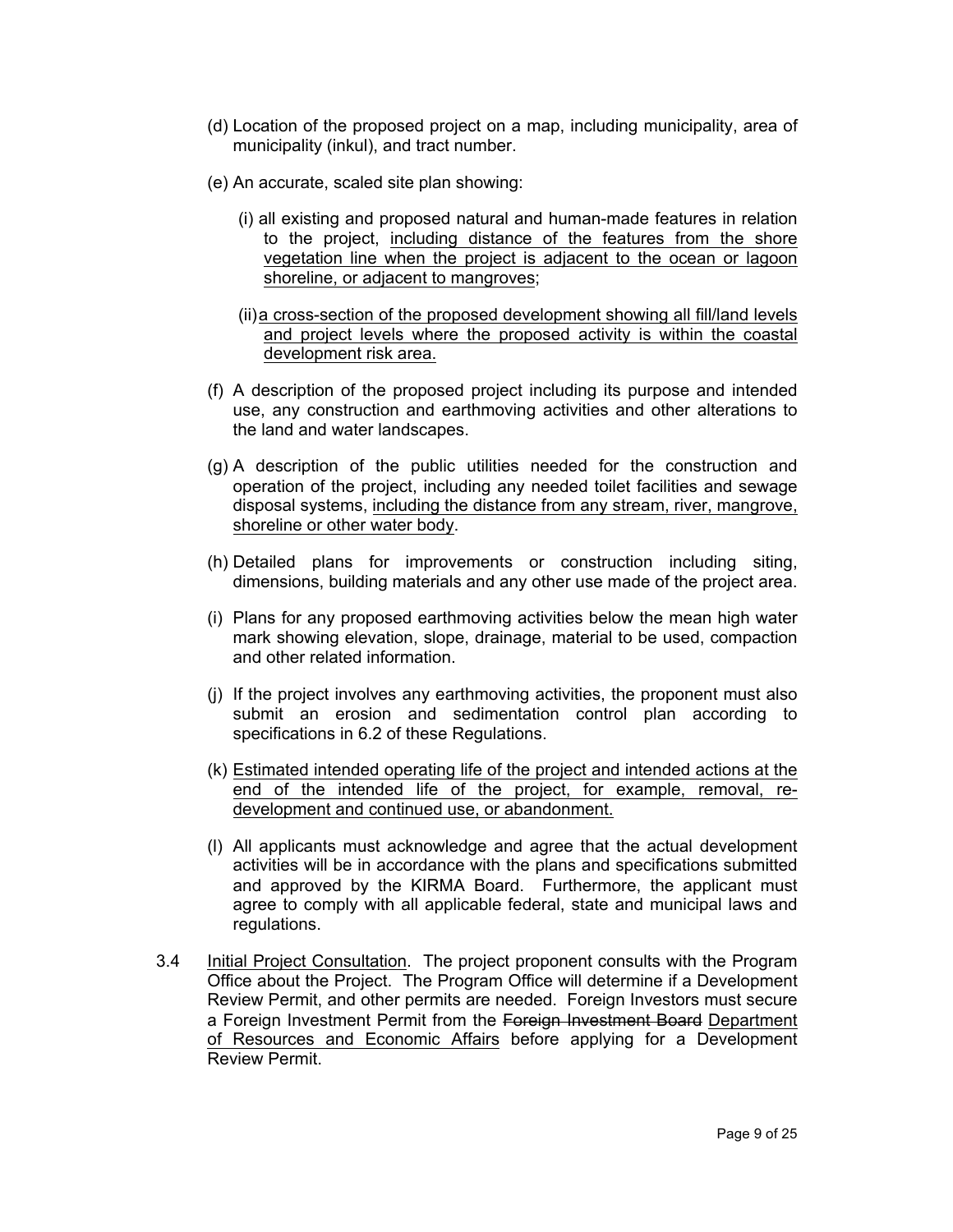(d) Location of the proposed project on a map, including municipality, area of municipality (inkul), and tract number.

(e) An accurate, scaled site plan showing:

(i) all existing and proposed natural and human-made features in relation to the project, <u>including distance of the features from the shore vegetation line when the project is adjacent to the ocean or lagoon shoreline, or adjacent to mangroves</u>;

(ii) <u>a cross-section of the proposed development showing all fill/land levels and project levels where the proposed activity is within the coastal development risk area.</u>

(f) A description of the proposed project including its purpose and intended use, any construction and earthmoving activities and other alterations to the land and water landscapes.

(g) A description of the public utilities needed for the construction and operation of the project, including any needed toilet facilities and sewage disposal systems, <u>including the distance from any stream, river, mangrove, shoreline or other water body</u>.

(h) Detailed plans for improvements or construction including siting, dimensions, building materials and any other use made of the project area.

(i) Plans for any proposed earthmoving activities below the mean high water mark showing elevation, slope, drainage, material to be used, compaction and other related information.

(j) If the project involves any earthmoving activities, the proponent must also submit an erosion and sedimentation control plan according to specifications in 6.2 of these Regulations.

(k) <u>Estimated intended operating life of the project and intended actions at the end of the intended life of the project, for example, removal, re-development and continued use, or abandonment.</u>

(l) All applicants must acknowledge and agree that the actual development activities will be in accordance with the plans and specifications submitted and approved by the KIRMA Board. Furthermore, the applicant must agree to comply with all applicable federal, state and municipal laws and regulations.

3.4 <u>Initial Project Consultation</u>. The project proponent consults with the Program Office about the Project. The Program Office will determine if a Development Review Permit, and other permits are needed. Foreign Investors must secure a Foreign Investment Permit from the ~~Foreign Investment Board~~ <u>Department of Resources and Economic Affairs</u> before applying for a Development Review Permit.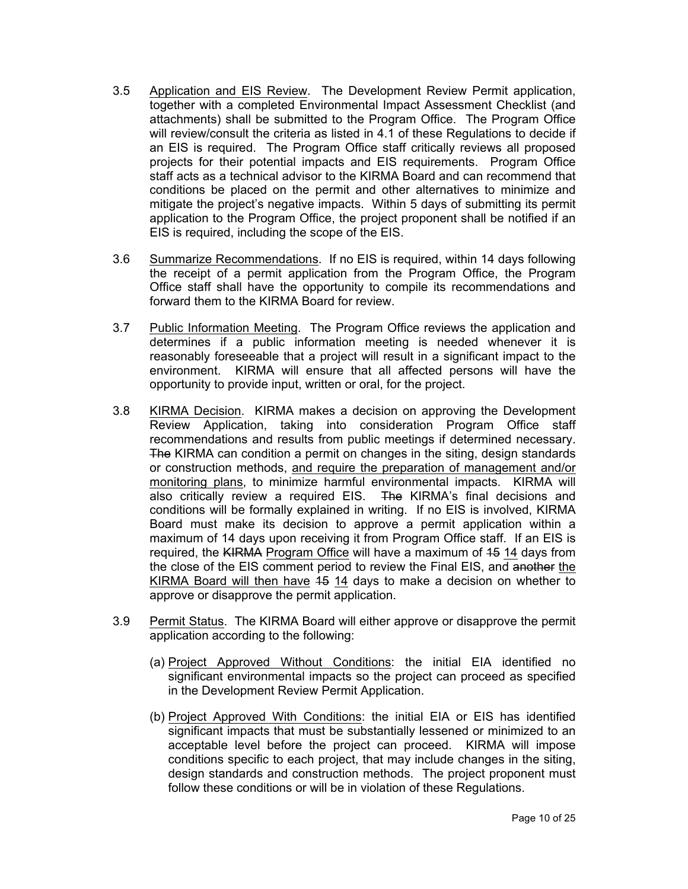3.5 Application and EIS Review. The Development Review Permit application, together with a completed Environmental Impact Assessment Checklist (and attachments) shall be submitted to the Program Office. The Program Office will review/consult the criteria as listed in 4.1 of these Regulations to decide if an EIS is required. The Program Office staff critically reviews all proposed projects for their potential impacts and EIS requirements. Program Office staff acts as a technical advisor to the KIRMA Board and can recommend that conditions be placed on the permit and other alternatives to minimize and mitigate the project's negative impacts. Within 5 days of submitting its permit application to the Program Office, the project proponent shall be notified if an EIS is required, including the scope of the EIS.

3.6 Summarize Recommendations. If no EIS is required, within 14 days following the receipt of a permit application from the Program Office, the Program Office staff shall have the opportunity to compile its recommendations and forward them to the KIRMA Board for review.

3.7 Public Information Meeting. The Program Office reviews the application and determines if a public information meeting is needed whenever it is reasonably foreseeable that a project will result in a significant impact to the environment. KIRMA will ensure that all affected persons will have the opportunity to provide input, written or oral, for the project.

3.8 KIRMA Decision. KIRMA makes a decision on approving the Development Review Application, taking into consideration Program Office staff recommendations and results from public meetings if determined necessary. ~~The~~ KIRMA can condition a permit on changes in the siting, design standards or construction methods, and require the preparation of management and/or monitoring plans, to minimize harmful environmental impacts. KIRMA will also critically review a required EIS. ~~The~~ KIRMA's final decisions and conditions will be formally explained in writing. If no EIS is involved, KIRMA Board must make its decision to approve a permit application within a maximum of 14 days upon receiving it from Program Office staff. If an EIS is required, the ~~KIRMA~~ Program Office will have a maximum of ~~15~~ 14 days from the close of the EIS comment period to review the Final EIS, and ~~another~~ the KIRMA Board will then have ~~15~~ 14 days to make a decision on whether to approve or disapprove the permit application.

3.9 Permit Status. The KIRMA Board will either approve or disapprove the permit application according to the following:

(a) Project Approved Without Conditions: the initial EIA identified no significant environmental impacts so the project can proceed as specified in the Development Review Permit Application.

(b) Project Approved With Conditions: the initial EIA or EIS has identified significant impacts that must be substantially lessened or minimized to an acceptable level before the project can proceed. KIRMA will impose conditions specific to each project, that may include changes in the siting, design standards and construction methods. The project proponent must follow these conditions or will be in violation of these Regulations.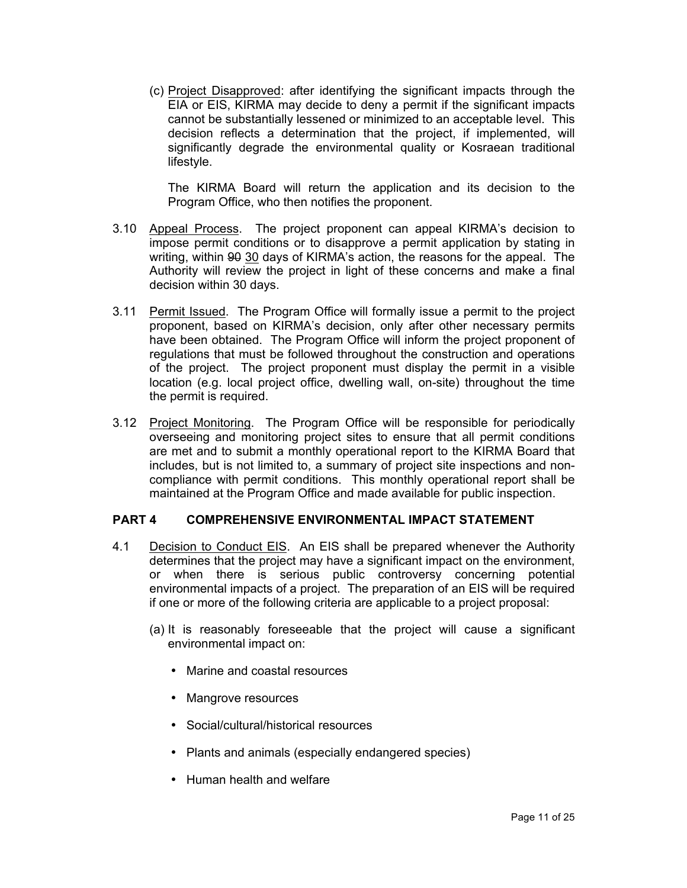(c) Project Disapproved: after identifying the significant impacts through the EIA or EIS, KIRMA may decide to deny a permit if the significant impacts cannot be substantially lessened or minimized to an acceptable level. This decision reflects a determination that the project, if implemented, will significantly degrade the environmental quality or Kosraean traditional lifestyle.

The KIRMA Board will return the application and its decision to the Program Office, who then notifies the proponent.

3.10 Appeal Process. The project proponent can appeal KIRMA's decision to impose permit conditions or to disapprove a permit application by stating in writing, within ~~90~~ 30 days of KIRMA's action, the reasons for the appeal. The Authority will review the project in light of these concerns and make a final decision within 30 days.

3.11 Permit Issued. The Program Office will formally issue a permit to the project proponent, based on KIRMA's decision, only after other necessary permits have been obtained. The Program Office will inform the project proponent of regulations that must be followed throughout the construction and operations of the project. The project proponent must display the permit in a visible location (e.g. local project office, dwelling wall, on-site) throughout the time the permit is required.

3.12 Project Monitoring. The Program Office will be responsible for periodically overseeing and monitoring project sites to ensure that all permit conditions are met and to submit a monthly operational report to the KIRMA Board that includes, but is not limited to, a summary of project site inspections and non-compliance with permit conditions. This monthly operational report shall be maintained at the Program Office and made available for public inspection.

## PART 4 COMPREHENSIVE ENVIRONMENTAL IMPACT STATEMENT

4.1 Decision to Conduct EIS. An EIS shall be prepared whenever the Authority determines that the project may have a significant impact on the environment, or when there is serious public controversy concerning potential environmental impacts of a project. The preparation of an EIS will be required if one or more of the following criteria are applicable to a project proposal:

(a) It is reasonably foreseeable that the project will cause a significant environmental impact on:

- Marine and coastal resources
- Mangrove resources
- Social/cultural/historical resources
- Plants and animals (especially endangered species)
- Human health and welfare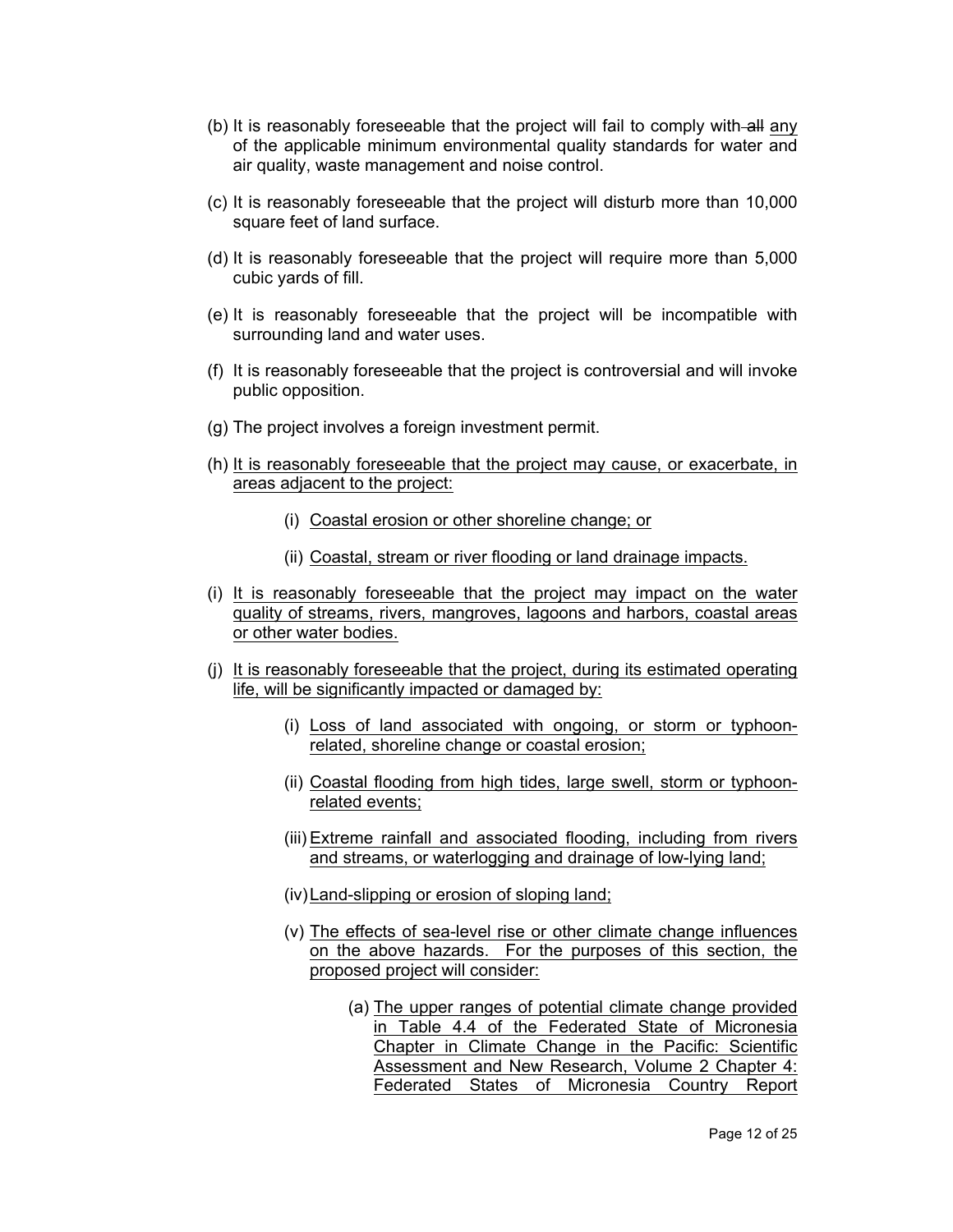(b) It is reasonably foreseeable that the project will fail to comply with ~~all~~ <u>any</u> of the applicable minimum environmental quality standards for water and air quality, waste management and noise control.

(c) It is reasonably foreseeable that the project will disturb more than 10,000 square feet of land surface.

(d) It is reasonably foreseeable that the project will require more than 5,000 cubic yards of fill.

(e) It is reasonably foreseeable that the project will be incompatible with surrounding land and water uses.

(f) It is reasonably foreseeable that the project is controversial and will invoke public opposition.

(g) The project involves a foreign investment permit.

(h) <u>It is reasonably foreseeable that the project may cause, or exacerbate, in areas adjacent to the project:</u>

> (i) <u>Coastal erosion or other shoreline change; or</u>
>
> (ii) <u>Coastal, stream or river flooding or land drainage impacts.</u>

(i) <u>It is reasonably foreseeable that the project may impact on the water quality of streams, rivers, mangroves, lagoons and harbors, coastal areas or other water bodies.</u>

(j) <u>It is reasonably foreseeable that the project, during its estimated operating life, will be significantly impacted or damaged by:</u>

> (i) <u>Loss of land associated with ongoing, or storm or typhoon-related, shoreline change or coastal erosion;</u>
>
> (ii) <u>Coastal flooding from high tides, large swell, storm or typhoon-related events;</u>
>
> (iii) <u>Extreme rainfall and associated flooding, including from rivers and streams, or waterlogging and drainage of low-lying land;</u>
>
> (iv) <u>Land-slipping or erosion of sloping land;</u>
>
> (v) <u>The effects of sea-level rise or other climate change influences on the above hazards. For the purposes of this section, the proposed project will consider:</u>
>
> > (a) <u>The upper ranges of potential climate change provided in Table 4.4 of the Federated State of Micronesia Chapter in Climate Change in the Pacific: Scientific Assessment and New Research, Volume 2 Chapter 4: Federated States of Micronesia Country Report</u>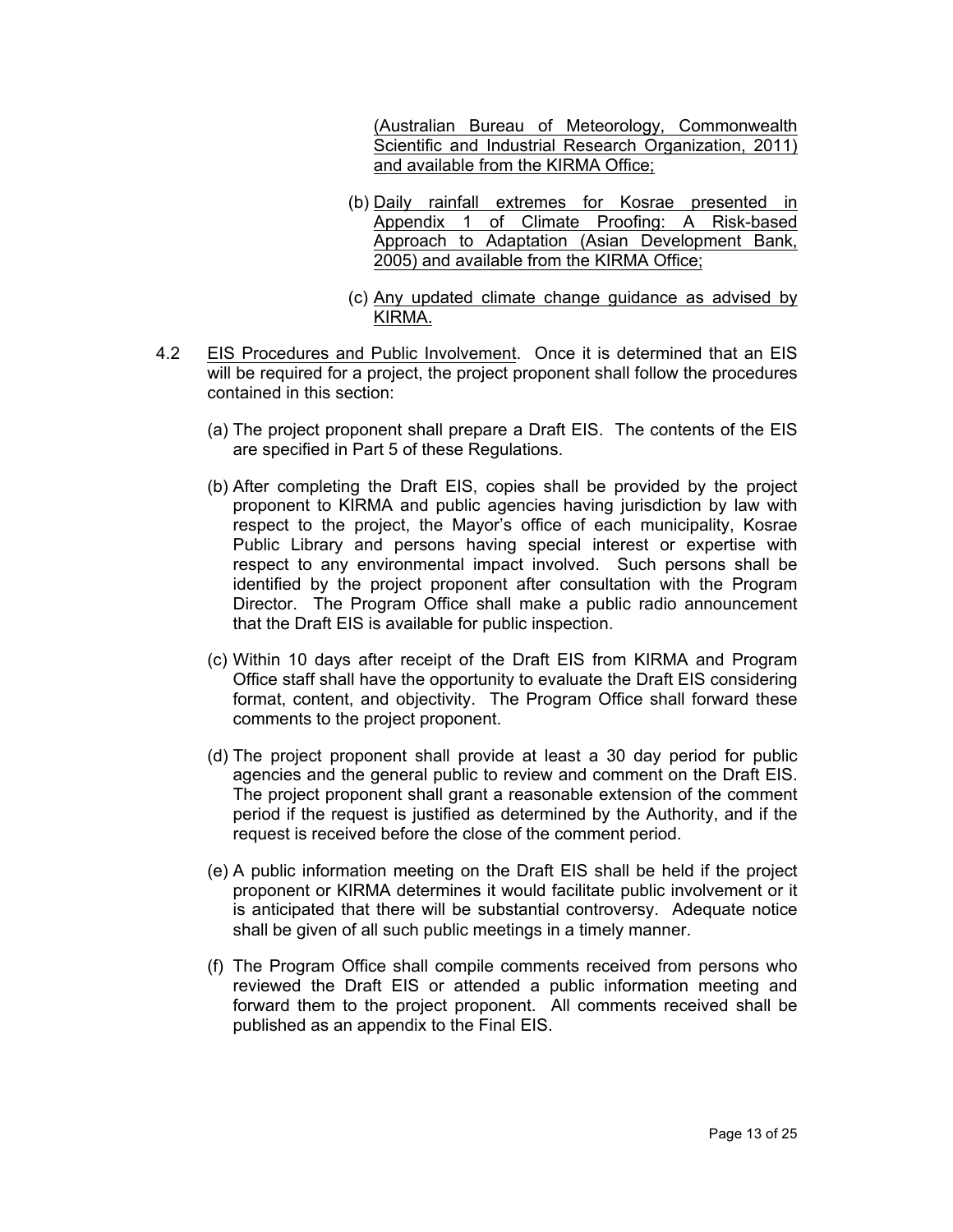(Australian Bureau of Meteorology, Commonwealth Scientific and Industrial Research Organization, 2011) and available from the KIRMA Office;

(b) Daily rainfall extremes for Kosrae presented in Appendix 1 of Climate Proofing: A Risk-based Approach to Adaptation (Asian Development Bank, 2005) and available from the KIRMA Office;

(c) Any updated climate change guidance as advised by KIRMA.

4.2 EIS Procedures and Public Involvement. Once it is determined that an EIS will be required for a project, the project proponent shall follow the procedures contained in this section:

(a) The project proponent shall prepare a Draft EIS. The contents of the EIS are specified in Part 5 of these Regulations.

(b) After completing the Draft EIS, copies shall be provided by the project proponent to KIRMA and public agencies having jurisdiction by law with respect to the project, the Mayor's office of each municipality, Kosrae Public Library and persons having special interest or expertise with respect to any environmental impact involved. Such persons shall be identified by the project proponent after consultation with the Program Director. The Program Office shall make a public radio announcement that the Draft EIS is available for public inspection.

(c) Within 10 days after receipt of the Draft EIS from KIRMA and Program Office staff shall have the opportunity to evaluate the Draft EIS considering format, content, and objectivity. The Program Office shall forward these comments to the project proponent.

(d) The project proponent shall provide at least a 30 day period for public agencies and the general public to review and comment on the Draft EIS. The project proponent shall grant a reasonable extension of the comment period if the request is justified as determined by the Authority, and if the request is received before the close of the comment period.

(e) A public information meeting on the Draft EIS shall be held if the project proponent or KIRMA determines it would facilitate public involvement or it is anticipated that there will be substantial controversy. Adequate notice shall be given of all such public meetings in a timely manner.

(f) The Program Office shall compile comments received from persons who reviewed the Draft EIS or attended a public information meeting and forward them to the project proponent. All comments received shall be published as an appendix to the Final EIS.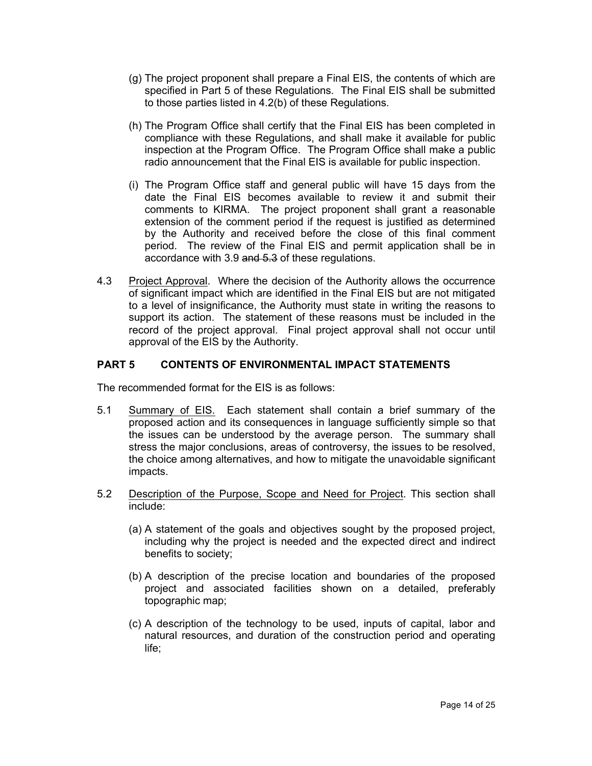(g) The project proponent shall prepare a Final EIS, the contents of which are specified in Part 5 of these Regulations. The Final EIS shall be submitted to those parties listed in 4.2(b) of these Regulations.

(h) The Program Office shall certify that the Final EIS has been completed in compliance with these Regulations, and shall make it available for public inspection at the Program Office. The Program Office shall make a public radio announcement that the Final EIS is available for public inspection.

(i) The Program Office staff and general public will have 15 days from the date the Final EIS becomes available to review it and submit their comments to KIRMA. The project proponent shall grant a reasonable extension of the comment period if the request is justified as determined by the Authority and received before the close of this final comment period. The review of the Final EIS and permit application shall be in accordance with 3.9 ~~and 5.3~~ of these regulations.

4.3 Project Approval. Where the decision of the Authority allows the occurrence of significant impact which are identified in the Final EIS but are not mitigated to a level of insignificance, the Authority must state in writing the reasons to support its action. The statement of these reasons must be included in the record of the project approval. Final project approval shall not occur until approval of the EIS by the Authority.

## PART 5 CONTENTS OF ENVIRONMENTAL IMPACT STATEMENTS

The recommended format for the EIS is as follows:

5.1 Summary of EIS. Each statement shall contain a brief summary of the proposed action and its consequences in language sufficiently simple so that the issues can be understood by the average person. The summary shall stress the major conclusions, areas of controversy, the issues to be resolved, the choice among alternatives, and how to mitigate the unavoidable significant impacts.

5.2 Description of the Purpose, Scope and Need for Project. This section shall include:

(a) A statement of the goals and objectives sought by the proposed project, including why the project is needed and the expected direct and indirect benefits to society;

(b) A description of the precise location and boundaries of the proposed project and associated facilities shown on a detailed, preferably topographic map;

(c) A description of the technology to be used, inputs of capital, labor and natural resources, and duration of the construction period and operating life;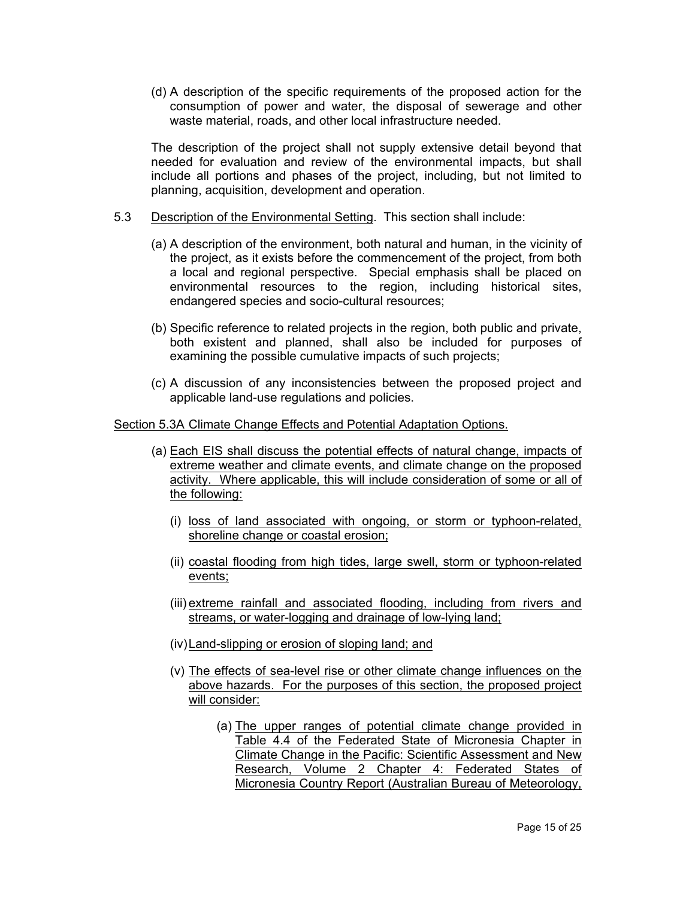(d) A description of the specific requirements of the proposed action for the consumption of power and water, the disposal of sewerage and other waste material, roads, and other local infrastructure needed.

The description of the project shall not supply extensive detail beyond that needed for evaluation and review of the environmental impacts, but shall include all portions and phases of the project, including, but not limited to planning, acquisition, development and operation.

5.3 Description of the Environmental Setting. This section shall include:

(a) A description of the environment, both natural and human, in the vicinity of the project, as it exists before the commencement of the project, from both a local and regional perspective. Special emphasis shall be placed on environmental resources to the region, including historical sites, endangered species and socio-cultural resources;

(b) Specific reference to related projects in the region, both public and private, both existent and planned, shall also be included for purposes of examining the possible cumulative impacts of such projects;

(c) A discussion of any inconsistencies between the proposed project and applicable land-use regulations and policies.

Section 5.3A Climate Change Effects and Potential Adaptation Options.

(a) Each EIS shall discuss the potential effects of natural change, impacts of extreme weather and climate events, and climate change on the proposed activity. Where applicable, this will include consideration of some or all of the following:

(i) loss of land associated with ongoing, or storm or typhoon-related, shoreline change or coastal erosion;

(ii) coastal flooding from high tides, large swell, storm or typhoon-related events;

(iii) extreme rainfall and associated flooding, including from rivers and streams, or water-logging and drainage of low-lying land;

(iv) Land-slipping or erosion of sloping land; and

(v) The effects of sea-level rise or other climate change influences on the above hazards. For the purposes of this section, the proposed project will consider:

(a) The upper ranges of potential climate change provided in Table 4.4 of the Federated State of Micronesia Chapter in Climate Change in the Pacific: Scientific Assessment and New Research, Volume 2 Chapter 4: Federated States of Micronesia Country Report (Australian Bureau of Meteorology,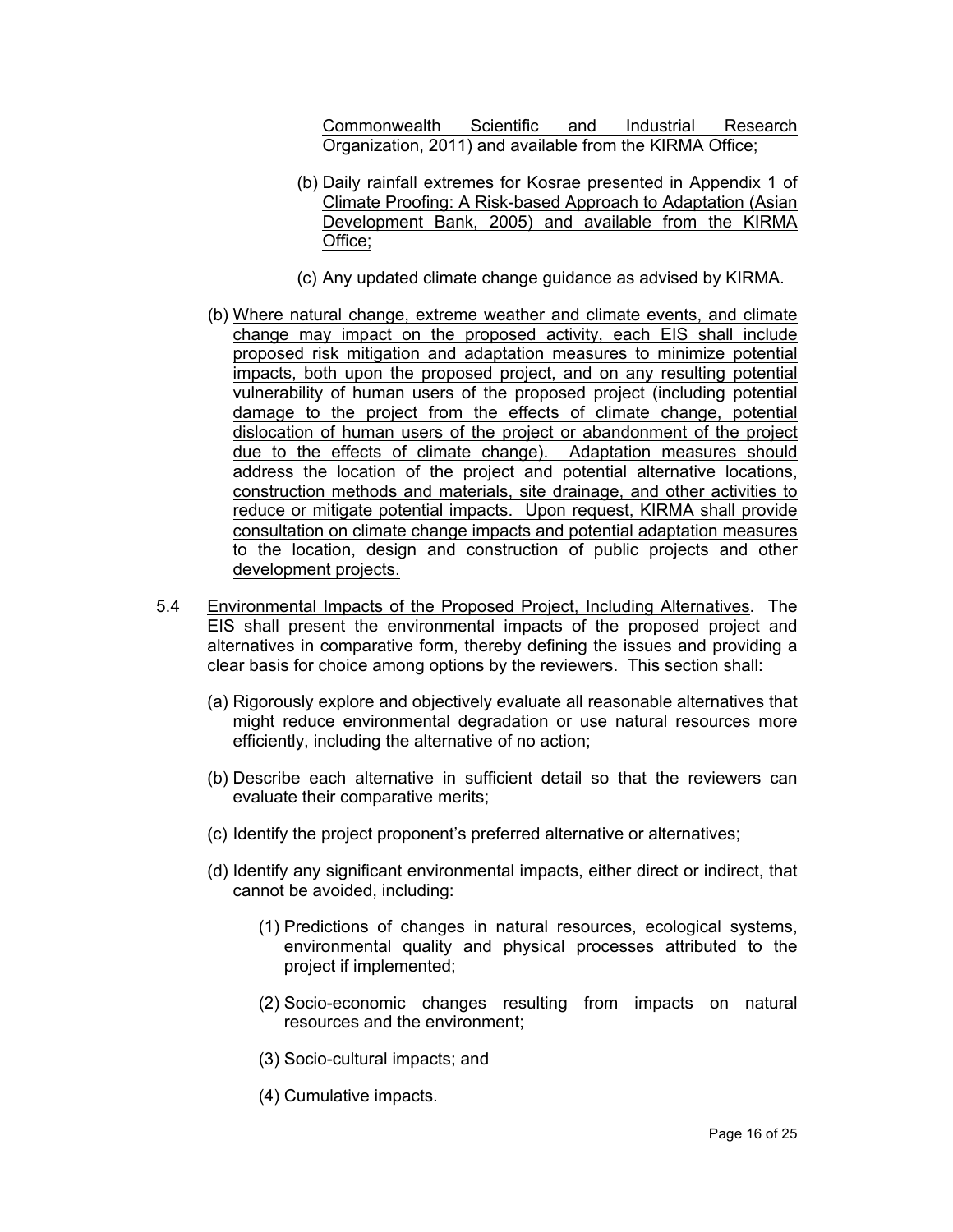Commonwealth Scientific and Industrial Research Organization, 2011) and available from the KIRMA Office;

(b) Daily rainfall extremes for Kosrae presented in Appendix 1 of Climate Proofing: A Risk-based Approach to Adaptation (Asian Development Bank, 2005) and available from the KIRMA Office;

(c) Any updated climate change guidance as advised by KIRMA.

(b) Where natural change, extreme weather and climate events, and climate change may impact on the proposed activity, each EIS shall include proposed risk mitigation and adaptation measures to minimize potential impacts, both upon the proposed project, and on any resulting potential vulnerability of human users of the proposed project (including potential damage to the project from the effects of climate change, potential dislocation of human users of the project or abandonment of the project due to the effects of climate change). Adaptation measures should address the location of the project and potential alternative locations, construction methods and materials, site drainage, and other activities to reduce or mitigate potential impacts. Upon request, KIRMA shall provide consultation on climate change impacts and potential adaptation measures to the location, design and construction of public projects and other development projects.

5.4 Environmental Impacts of the Proposed Project, Including Alternatives. The EIS shall present the environmental impacts of the proposed project and alternatives in comparative form, thereby defining the issues and providing a clear basis for choice among options by the reviewers. This section shall:

(a) Rigorously explore and objectively evaluate all reasonable alternatives that might reduce environmental degradation or use natural resources more efficiently, including the alternative of no action;

(b) Describe each alternative in sufficient detail so that the reviewers can evaluate their comparative merits;

(c) Identify the project proponent's preferred alternative or alternatives;

(d) Identify any significant environmental impacts, either direct or indirect, that cannot be avoided, including:

(1) Predictions of changes in natural resources, ecological systems, environmental quality and physical processes attributed to the project if implemented;

(2) Socio-economic changes resulting from impacts on natural resources and the environment;

(3) Socio-cultural impacts; and

(4) Cumulative impacts.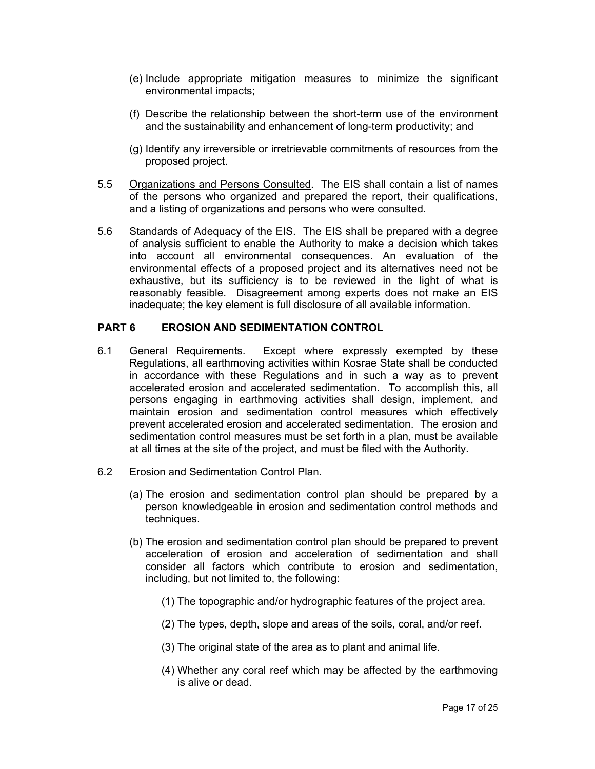(e) Include appropriate mitigation measures to minimize the significant environmental impacts;

(f) Describe the relationship between the short-term use of the environment and the sustainability and enhancement of long-term productivity; and

(g) Identify any irreversible or irretrievable commitments of resources from the proposed project.

5.5 Organizations and Persons Consulted. The EIS shall contain a list of names of the persons who organized and prepared the report, their qualifications, and a listing of organizations and persons who were consulted.

5.6 Standards of Adequacy of the EIS. The EIS shall be prepared with a degree of analysis sufficient to enable the Authority to make a decision which takes into account all environmental consequences. An evaluation of the environmental effects of a proposed project and its alternatives need not be exhaustive, but its sufficiency is to be reviewed in the light of what is reasonably feasible. Disagreement among experts does not make an EIS inadequate; the key element is full disclosure of all available information.

## PART 6 EROSION AND SEDIMENTATION CONTROL

6.1 General Requirements. Except where expressly exempted by these Regulations, all earthmoving activities within Kosrae State shall be conducted in accordance with these Regulations and in such a way as to prevent accelerated erosion and accelerated sedimentation. To accomplish this, all persons engaging in earthmoving activities shall design, implement, and maintain erosion and sedimentation control measures which effectively prevent accelerated erosion and accelerated sedimentation. The erosion and sedimentation control measures must be set forth in a plan, must be available at all times at the site of the project, and must be filed with the Authority.

6.2 Erosion and Sedimentation Control Plan.

(a) The erosion and sedimentation control plan should be prepared by a person knowledgeable in erosion and sedimentation control methods and techniques.

(b) The erosion and sedimentation control plan should be prepared to prevent acceleration of erosion and acceleration of sedimentation and shall consider all factors which contribute to erosion and sedimentation, including, but not limited to, the following:

(1) The topographic and/or hydrographic features of the project area.

(2) The types, depth, slope and areas of the soils, coral, and/or reef.

(3) The original state of the area as to plant and animal life.

(4) Whether any coral reef which may be affected by the earthmoving is alive or dead.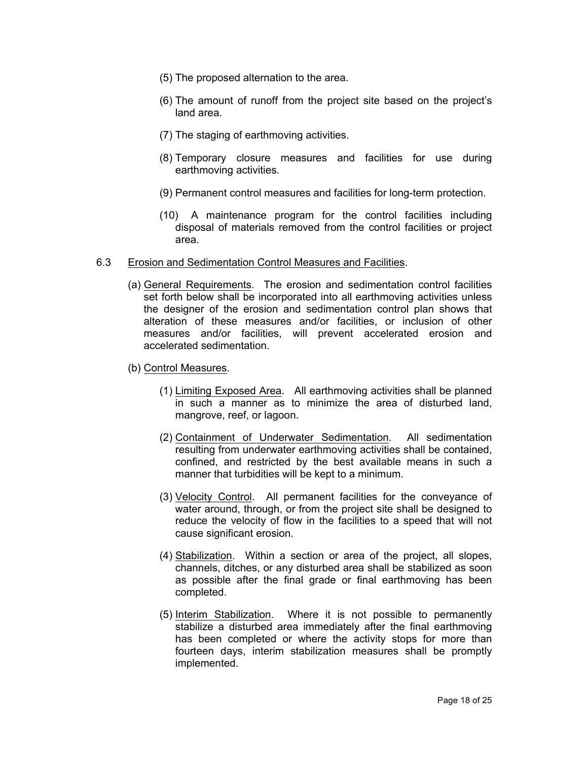(5) The proposed alternation to the area.

(6) The amount of runoff from the project site based on the project's land area.

(7) The staging of earthmoving activities.

(8) Temporary closure measures and facilities for use during earthmoving activities.

(9) Permanent control measures and facilities for long-term protection.

(10) A maintenance program for the control facilities including disposal of materials removed from the control facilities or project area.

6.3 Erosion and Sedimentation Control Measures and Facilities.

(a) General Requirements. The erosion and sedimentation control facilities set forth below shall be incorporated into all earthmoving activities unless the designer of the erosion and sedimentation control plan shows that alteration of these measures and/or facilities, or inclusion of other measures and/or facilities, will prevent accelerated erosion and accelerated sedimentation.

(b) Control Measures.

(1) Limiting Exposed Area. All earthmoving activities shall be planned in such a manner as to minimize the area of disturbed land, mangrove, reef, or lagoon.

(2) Containment of Underwater Sedimentation. All sedimentation resulting from underwater earthmoving activities shall be contained, confined, and restricted by the best available means in such a manner that turbidities will be kept to a minimum.

(3) Velocity Control. All permanent facilities for the conveyance of water around, through, or from the project site shall be designed to reduce the velocity of flow in the facilities to a speed that will not cause significant erosion.

(4) Stabilization. Within a section or area of the project, all slopes, channels, ditches, or any disturbed area shall be stabilized as soon as possible after the final grade or final earthmoving has been completed.

(5) Interim Stabilization. Where it is not possible to permanently stabilize a disturbed area immediately after the final earthmoving has been completed or where the activity stops for more than fourteen days, interim stabilization measures shall be promptly implemented.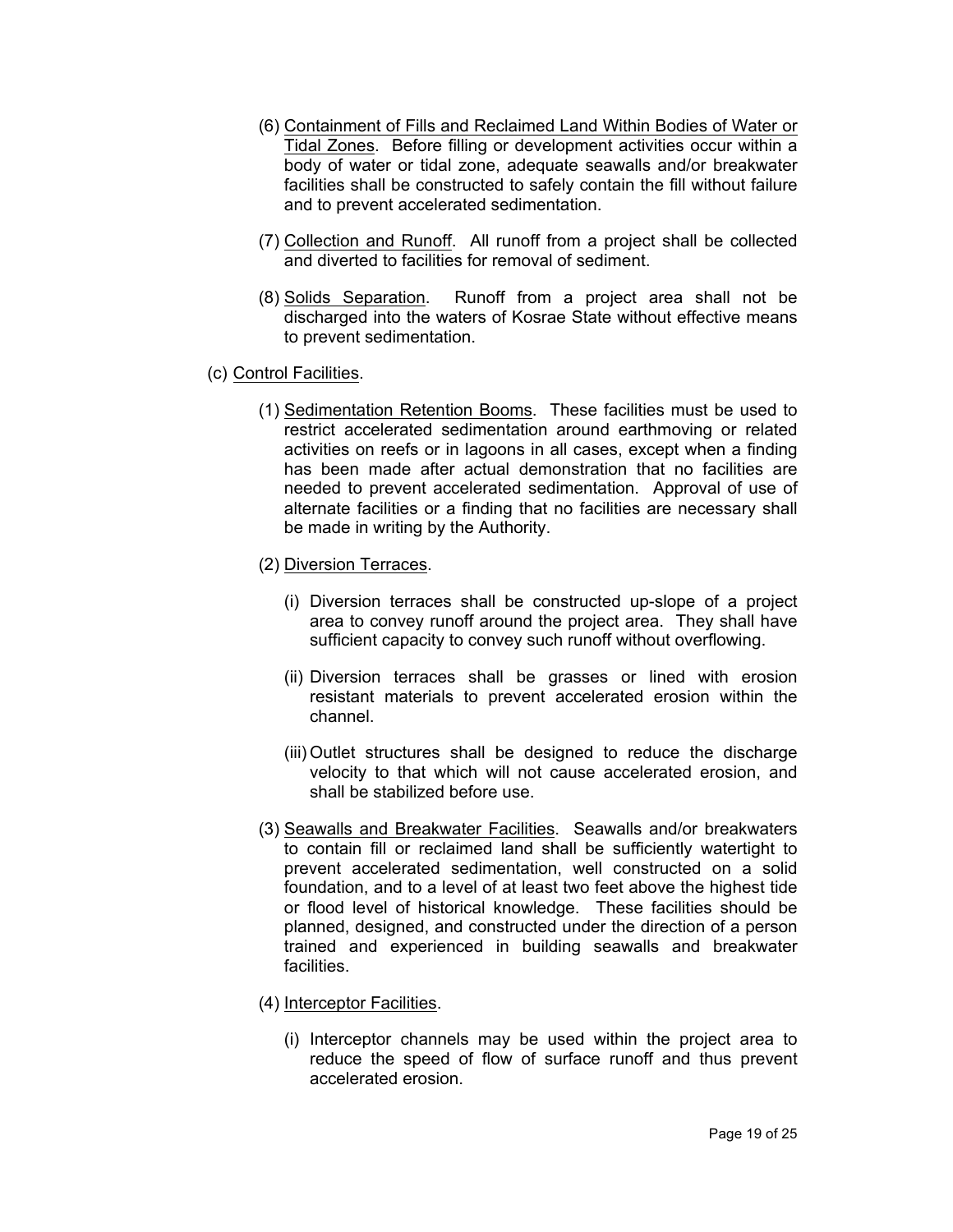(6) Containment of Fills and Reclaimed Land Within Bodies of Water or Tidal Zones. Before filling or development activities occur within a body of water or tidal zone, adequate seawalls and/or breakwater facilities shall be constructed to safely contain the fill without failure and to prevent accelerated sedimentation.

(7) Collection and Runoff. All runoff from a project shall be collected and diverted to facilities for removal of sediment.

(8) Solids Separation. Runoff from a project area shall not be discharged into the waters of Kosrae State without effective means to prevent sedimentation.

(c) Control Facilities.

(1) Sedimentation Retention Booms. These facilities must be used to restrict accelerated sedimentation around earthmoving or related activities on reefs or in lagoons in all cases, except when a finding has been made after actual demonstration that no facilities are needed to prevent accelerated sedimentation. Approval of use of alternate facilities or a finding that no facilities are necessary shall be made in writing by the Authority.

(2) Diversion Terraces.

(i) Diversion terraces shall be constructed up-slope of a project area to convey runoff around the project area. They shall have sufficient capacity to convey such runoff without overflowing.

(ii) Diversion terraces shall be grasses or lined with erosion resistant materials to prevent accelerated erosion within the channel.

(iii) Outlet structures shall be designed to reduce the discharge velocity to that which will not cause accelerated erosion, and shall be stabilized before use.

(3) Seawalls and Breakwater Facilities. Seawalls and/or breakwaters to contain fill or reclaimed land shall be sufficiently watertight to prevent accelerated sedimentation, well constructed on a solid foundation, and to a level of at least two feet above the highest tide or flood level of historical knowledge. These facilities should be planned, designed, and constructed under the direction of a person trained and experienced in building seawalls and breakwater facilities.

(4) Interceptor Facilities.

(i) Interceptor channels may be used within the project area to reduce the speed of flow of surface runoff and thus prevent accelerated erosion.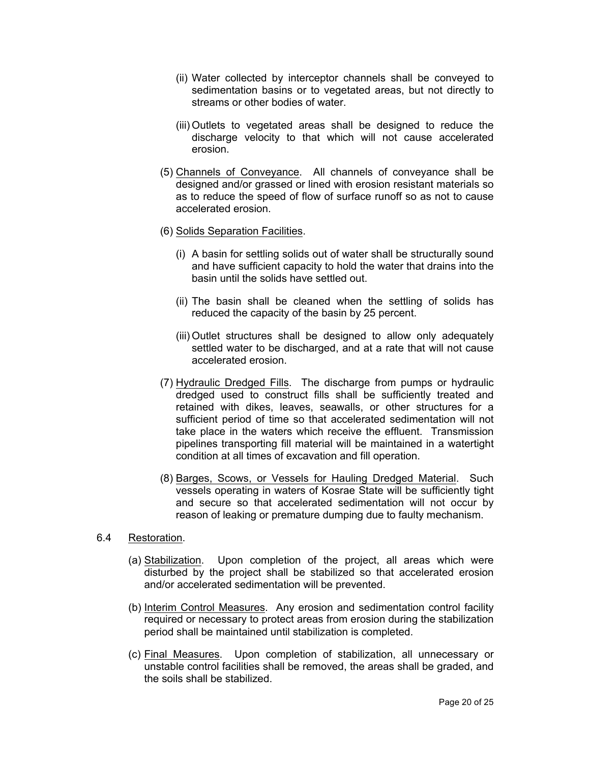(ii) Water collected by interceptor channels shall be conveyed to sedimentation basins or to vegetated areas, but not directly to streams or other bodies of water.

(iii) Outlets to vegetated areas shall be designed to reduce the discharge velocity to that which will not cause accelerated erosion.

(5) Channels of Conveyance. All channels of conveyance shall be designed and/or grassed or lined with erosion resistant materials so as to reduce the speed of flow of surface runoff so as not to cause accelerated erosion.

(6) Solids Separation Facilities.

(i) A basin for settling solids out of water shall be structurally sound and have sufficient capacity to hold the water that drains into the basin until the solids have settled out.

(ii) The basin shall be cleaned when the settling of solids has reduced the capacity of the basin by 25 percent.

(iii) Outlet structures shall be designed to allow only adequately settled water to be discharged, and at a rate that will not cause accelerated erosion.

(7) Hydraulic Dredged Fills. The discharge from pumps or hydraulic dredged used to construct fills shall be sufficiently treated and retained with dikes, leaves, seawalls, or other structures for a sufficient period of time so that accelerated sedimentation will not take place in the waters which receive the effluent. Transmission pipelines transporting fill material will be maintained in a watertight condition at all times of excavation and fill operation.

(8) Barges, Scows, or Vessels for Hauling Dredged Material. Such vessels operating in waters of Kosrae State will be sufficiently tight and secure so that accelerated sedimentation will not occur by reason of leaking or premature dumping due to faulty mechanism.

6.4 Restoration.

(a) Stabilization. Upon completion of the project, all areas which were disturbed by the project shall be stabilized so that accelerated erosion and/or accelerated sedimentation will be prevented.

(b) Interim Control Measures. Any erosion and sedimentation control facility required or necessary to protect areas from erosion during the stabilization period shall be maintained until stabilization is completed.

(c) Final Measures. Upon completion of stabilization, all unnecessary or unstable control facilities shall be removed, the areas shall be graded, and the soils shall be stabilized.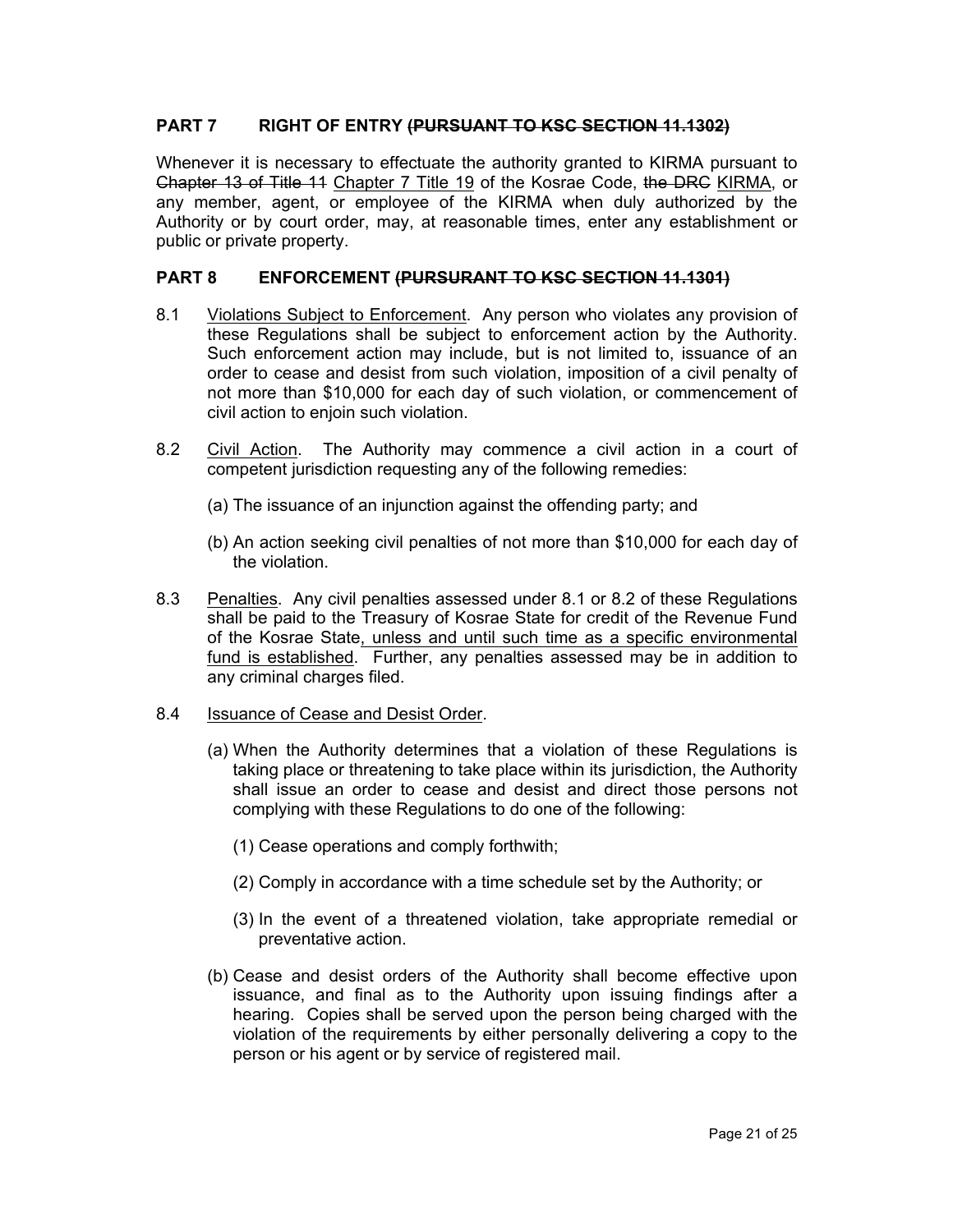## PART 7 RIGHT OF ENTRY ~~(PURSUANT TO KSC SECTION 11.1302)~~

Whenever it is necessary to effectuate the authority granted to KIRMA pursuant to ~~Chapter 13 of Title 11~~ <u>Chapter 7 Title 19</u> of the Kosrae Code, ~~the DRC~~ <u>KIRMA</u>, or any member, agent, or employee of the KIRMA when duly authorized by the Authority or by court order, may, at reasonable times, enter any establishment or public or private property.

## PART 8 ENFORCEMENT ~~(PURSURANT TO KSC SECTION 11.1301)~~

8.1 <u>Violations Subject to Enforcement</u>. Any person who violates any provision of these Regulations shall be subject to enforcement action by the Authority. Such enforcement action may include, but is not limited to, issuance of an order to cease and desist from such violation, imposition of a civil penalty of not more than $10,000 for each day of such violation, or commencement of civil action to enjoin such violation.

8.2 <u>Civil Action</u>. The Authority may commence a civil action in a court of competent jurisdiction requesting any of the following remedies:

(a) The issuance of an injunction against the offending party; and

(b) An action seeking civil penalties of not more than $10,000 for each day of the violation.

8.3 <u>Penalties</u>. Any civil penalties assessed under 8.1 or 8.2 of these Regulations shall be paid to the Treasury of Kosrae State for credit of the Revenue Fund of the Kosrae State<u>, unless and until such time as a specific environmental fund is established</u>. Further, any penalties assessed may be in addition to any criminal charges filed.

8.4 <u>Issuance of Cease and Desist Order</u>.

(a) When the Authority determines that a violation of these Regulations is taking place or threatening to take place within its jurisdiction, the Authority shall issue an order to cease and desist and direct those persons not complying with these Regulations to do one of the following:

(1) Cease operations and comply forthwith;

(2) Comply in accordance with a time schedule set by the Authority; or

(3) In the event of a threatened violation, take appropriate remedial or preventative action.

(b) Cease and desist orders of the Authority shall become effective upon issuance, and final as to the Authority upon issuing findings after a hearing. Copies shall be served upon the person being charged with the violation of the requirements by either personally delivering a copy to the person or his agent or by service of registered mail.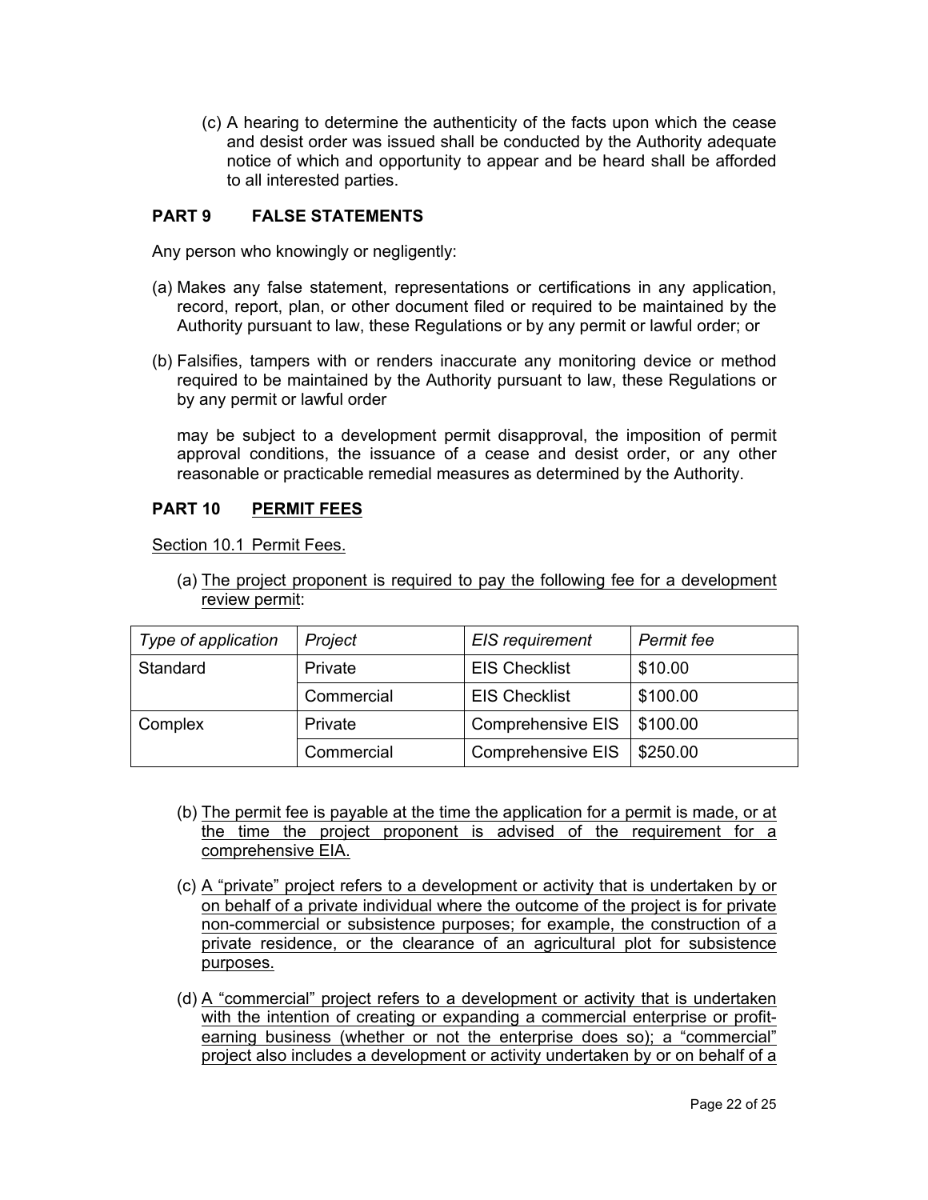(c) A hearing to determine the authenticity of the facts upon which the cease and desist order was issued shall be conducted by the Authority adequate notice of which and opportunity to appear and be heard shall be afforded to all interested parties.

## PART 9 FALSE STATEMENTS

Any person who knowingly or negligently:

(a) Makes any false statement, representations or certifications in any application, record, report, plan, or other document filed or required to be maintained by the Authority pursuant to law, these Regulations or by any permit or lawful order; or

(b) Falsifies, tampers with or renders inaccurate any monitoring device or method required to be maintained by the Authority pursuant to law, these Regulations or by any permit or lawful order

may be subject to a development permit disapproval, the imposition of permit approval conditions, the issuance of a cease and desist order, or any other reasonable or practicable remedial measures as determined by the Authority.

## PART 10 PERMIT FEES

Section 10.1 Permit Fees.

(a) The project proponent is required to pay the following fee for a development review permit:

| *Type of application* | *Project* | *EIS requirement* | *Permit fee* |
|---|---|---|---|
| Standard | Private | EIS Checklist | \$10.00 |
| | Commercial | EIS Checklist | \$100.00 |
| Complex | Private | Comprehensive EIS | \$100.00 |
| | Commercial | Comprehensive EIS | \$250.00 |

(b) The permit fee is payable at the time the application for a permit is made, or at the time the project proponent is advised of the requirement for a comprehensive EIA.

(c) A "private" project refers to a development or activity that is undertaken by or on behalf of a private individual where the outcome of the project is for private non-commercial or subsistence purposes; for example, the construction of a private residence, or the clearance of an agricultural plot for subsistence purposes.

(d) A "commercial" project refers to a development or activity that is undertaken with the intention of creating or expanding a commercial enterprise or profit-earning business (whether or not the enterprise does so); a "commercial" project also includes a development or activity undertaken by or on behalf of a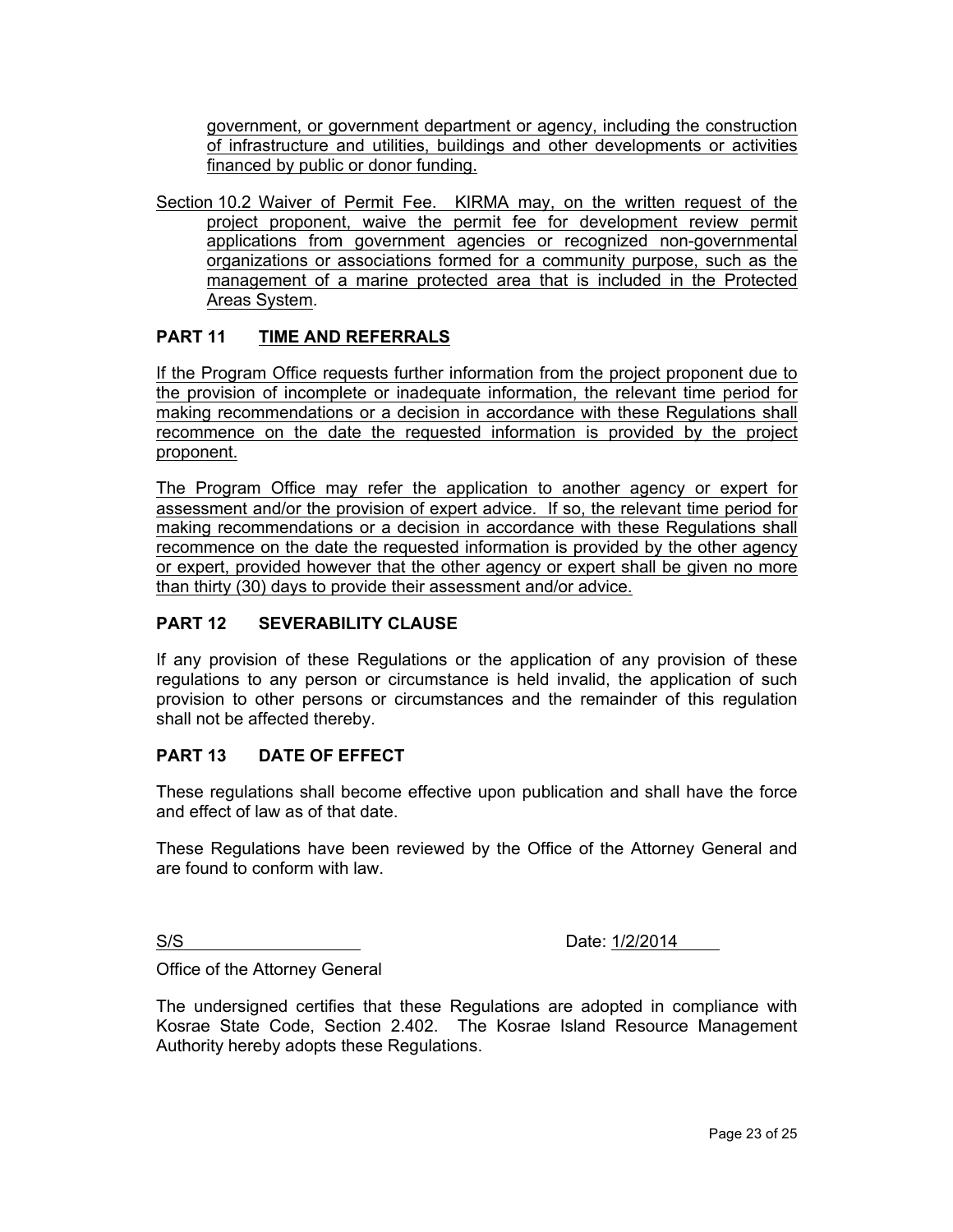government, or government department or agency, including the construction of infrastructure and utilities, buildings and other developments or activities financed by public or donor funding.

Section 10.2 Waiver of Permit Fee. KIRMA may, on the written request of the project proponent, waive the permit fee for development review permit applications from government agencies or recognized non-governmental organizations or associations formed for a community purpose, such as the management of a marine protected area that is included in the Protected Areas System.

## PART 11 TIME AND REFERRALS

If the Program Office requests further information from the project proponent due to the provision of incomplete or inadequate information, the relevant time period for making recommendations or a decision in accordance with these Regulations shall recommence on the date the requested information is provided by the project proponent.

The Program Office may refer the application to another agency or expert for assessment and/or the provision of expert advice. If so, the relevant time period for making recommendations or a decision in accordance with these Regulations shall recommence on the date the requested information is provided by the other agency or expert, provided however that the other agency or expert shall be given no more than thirty (30) days to provide their assessment and/or advice.

## PART 12 SEVERABILITY CLAUSE

If any provision of these Regulations or the application of any provision of these regulations to any person or circumstance is held invalid, the application of such provision to other persons or circumstances and the remainder of this regulation shall not be affected thereby.

## PART 13 DATE OF EFFECT

These regulations shall become effective upon publication and shall have the force and effect of law as of that date.

These Regulations have been reviewed by the Office of the Attorney General and are found to conform with law.

S/S Date: 1/2/2014

Office of the Attorney General

The undersigned certifies that these Regulations are adopted in compliance with Kosrae State Code, Section 2.402. The Kosrae Island Resource Management Authority hereby adopts these Regulations.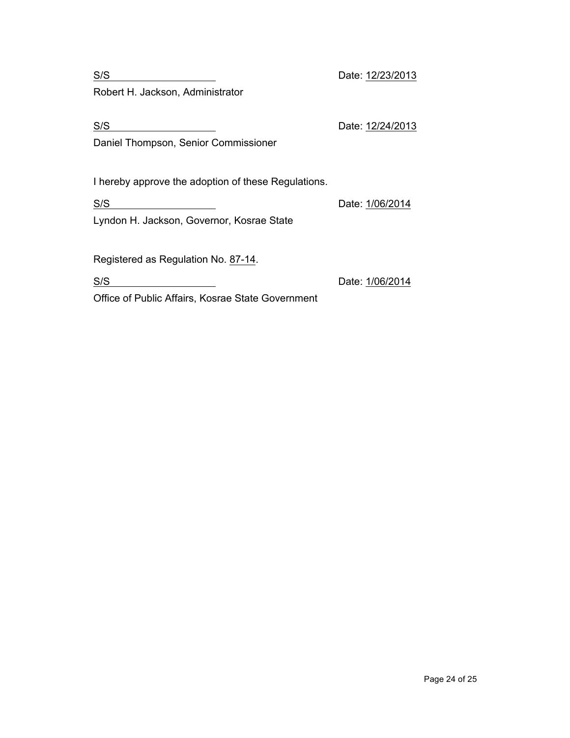S/S Date: 12/23/2013

Robert H. Jackson, Administrator

S/S Date: 12/24/2013

Daniel Thompson, Senior Commissioner

I hereby approve the adoption of these Regulations.

S/S Date: 1/06/2014

Lyndon H. Jackson, Governor, Kosrae State

Registered as Regulation No. 87-14.

S/S Date: 1/06/2014

Office of Public Affairs, Kosrae State Government